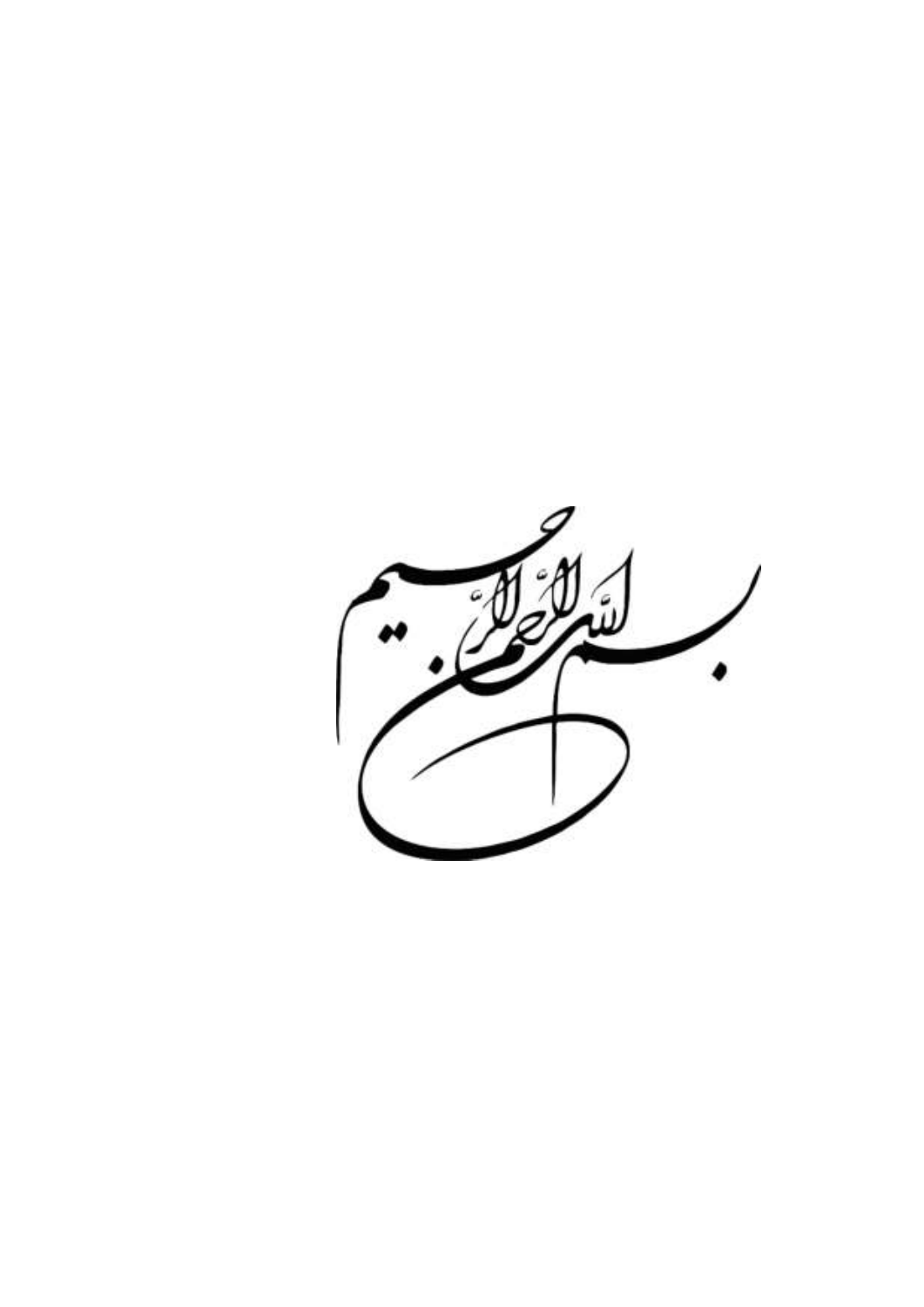بسم الله الرحمن الرحيم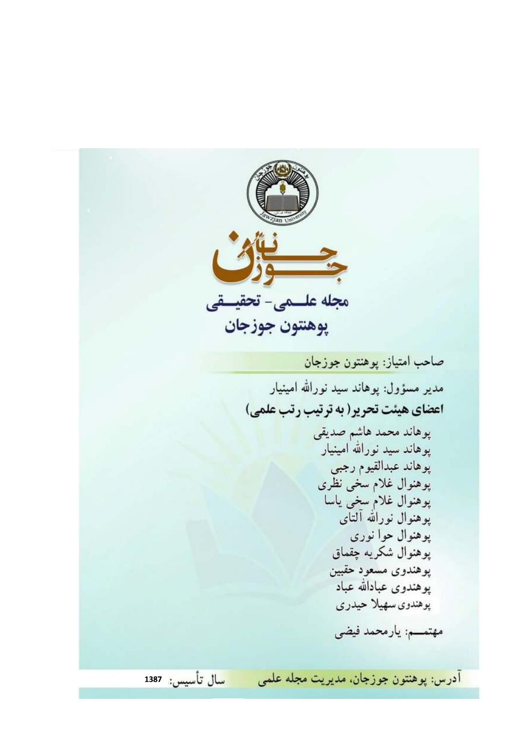# جوزجان

## مجله علمی - تحقیقی
## پوهنتون جوزجان

صاحب امتیاز: پوهنتون جوزجان

مدیر مسؤول: پوهاند سید نورالله امینیار

**اعضای هیئت تحریر( به ترتیب رتب علمی)**

پوهاند محمد هاشم صدیقی
پوهاند سید نورالله امینیار
پوهاند عبدالقیوم رجبی
پوهنوال غلام سخی نظری
پوهنوال غلام سخی یاسا
پوهنوال نورالله آلتای
پوهنوال حوا نوری
پوهنوال شکریه چقماق
پوهندوی مسعود حقبین
پوهندوی عباداللّه عباد
پوهندوی سهیلا حیدری

مهتمـــم: یارمحمد فیضی

آدرس: پوهنتون جوزجان، مدیریت مجله علمی

سال تأسیس: 1387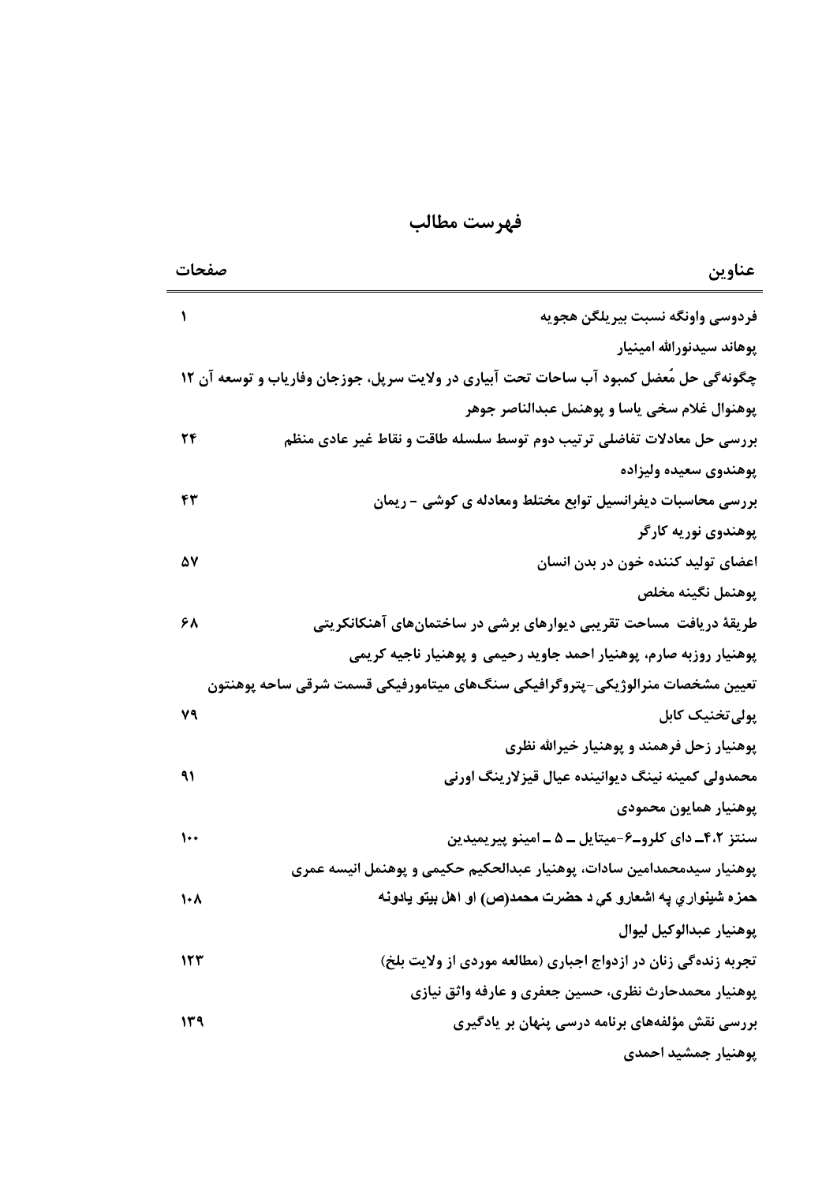# فهرست مطالب

| عناوین | صفحات |
| --- | --- |
| **فردوسی واونگه نسبت بیریلگن هجویه** | **۱** |
| **پوهاند سیدنورالله امینیار** | |
| **چگونه‌گی حل مُعضل کمبود آب ساحات تحت آبیاری در ولایت سرپل، جوزجان وفاریاب و توسعه آن** | **۱۲** |
| **پوهنوال غلام سخی یاسا و پوهنمل عبدالناصر جوهر** | |
| **بررسی حل معادلات تفاضلی ترتیب دوم توسط سلسله طاقت و نقاط غیر عادی منظم** | **۲۴** |
| **پوهندوی سعیده ولیزاده** | |
| **بررسی محاسبات دیفرانسیل توابع مختلط ومعادله ی کوشی – ریمان** | **۴۳** |
| **پوهندوی نوریه کارگر** | |
| **اعضای تولید کننده خون در بدن انسان** | **۵۷** |
| **پوهنمل نگینه مخلص** | |
| **طریقهٔ دریافت مساحت تقریبی دیوارهای برشی در ساختمان‌های آهنکانکریتی** | **۶۸** |
| **پوهنیار روزبه صارم، پوهنیار احمد جاوید رحیمی و پوهنیار ناجیه کریمی** | |
| **تعیین مشخصات منرالوژیکی-پتروگرافیکی سنگ‌های میتامورفیکی قسمت شرقی ساحه پوهنتون پولی‌تخنیک کابل** | **۷۹** |
| **پوهنیار زحل فرهمند و پوهنیار خیرالله نظری** | |
| **محمدولی کمینه نینگ دیوانینده عیال قیزلارینگ اورنی** | **۹۱** |
| **پوهنیار همایون محمودی** | |
| **سنتز ۴،۲– دای کلرو–۶-میتایل – ۵ – امینو پیریمیدین** | **۱۰۰** |
| **پوهنیار سیدمحمدامین سادات، پوهنیار عبدالحکیم حکیمی و پوهنمل انیسه عمری** | |
| **حمزه شینواري په اشعارو کې د حضرت محمد(ص) او اهل بیتو یادونه** | **۱۰۸** |
| **پوهنیار عبدالوکیل لیوال** | |
| **تجربه زنده‌گی زنان در ازدواج اجباری (مطالعه موردی از ولایت بلخ)** | **۱۲۳** |
| **پوهنیار محمدحارث نظری، حسین جعفری و عارفه واثق نیازی** | |
| **بررسی نقش مؤلفه‌های برنامه درسی پنهان بر یادگیری** | **۱۳۹** |
| **پوهنیار جمشید احمدی** | |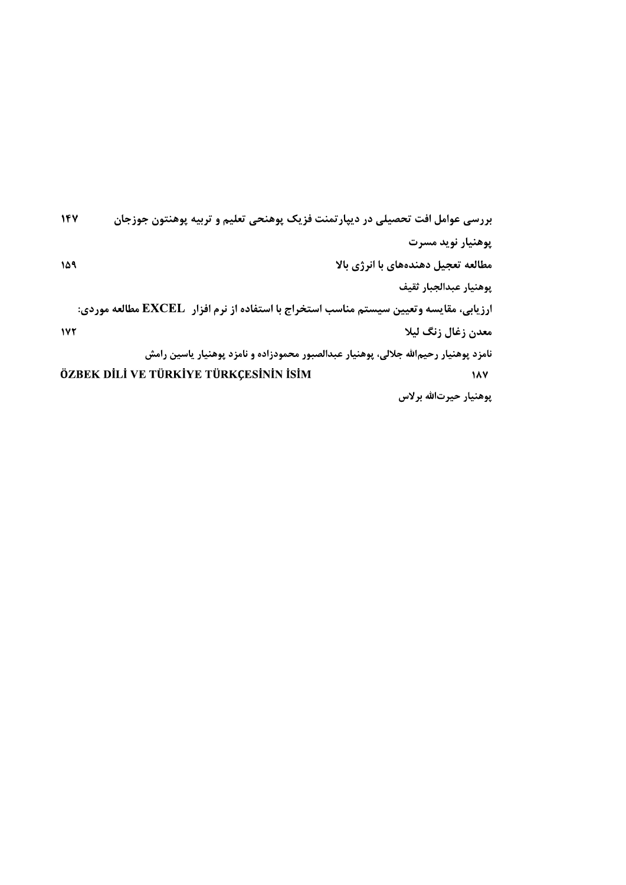**بررسی عوامل افت تحصیلی در دیپارتمنت فزیک پوهنحی تعلیم و تربیه پوهنتون جوزجان** ۱۴۷

**پوهنیار نوید مسرت**

**مطالعه تعجیل دهنده‌های با انرژی بالا** ۱۵۹

**پوهنیار عبدالجبار ثقیف**

**ارزیابی، مقایسه وتعیین سیستم مناسب استخراج با استفاده از نرم افزار EXCEL مطالعه موردی: معدن زغال زنگ لیلا** ۱۷۲

**نامزد پوهنیار رحیم‌الله جلالی، پوهنیار عبدالصبور محمودزاده و نامزد پوهنیار یاسین رامش**

**ÖZBEK DİLİ VE TÜRKİYE TÜRKÇESİNİN İSİM** ۱۸۷

**پوهنیار حیرت‌الله برلاس**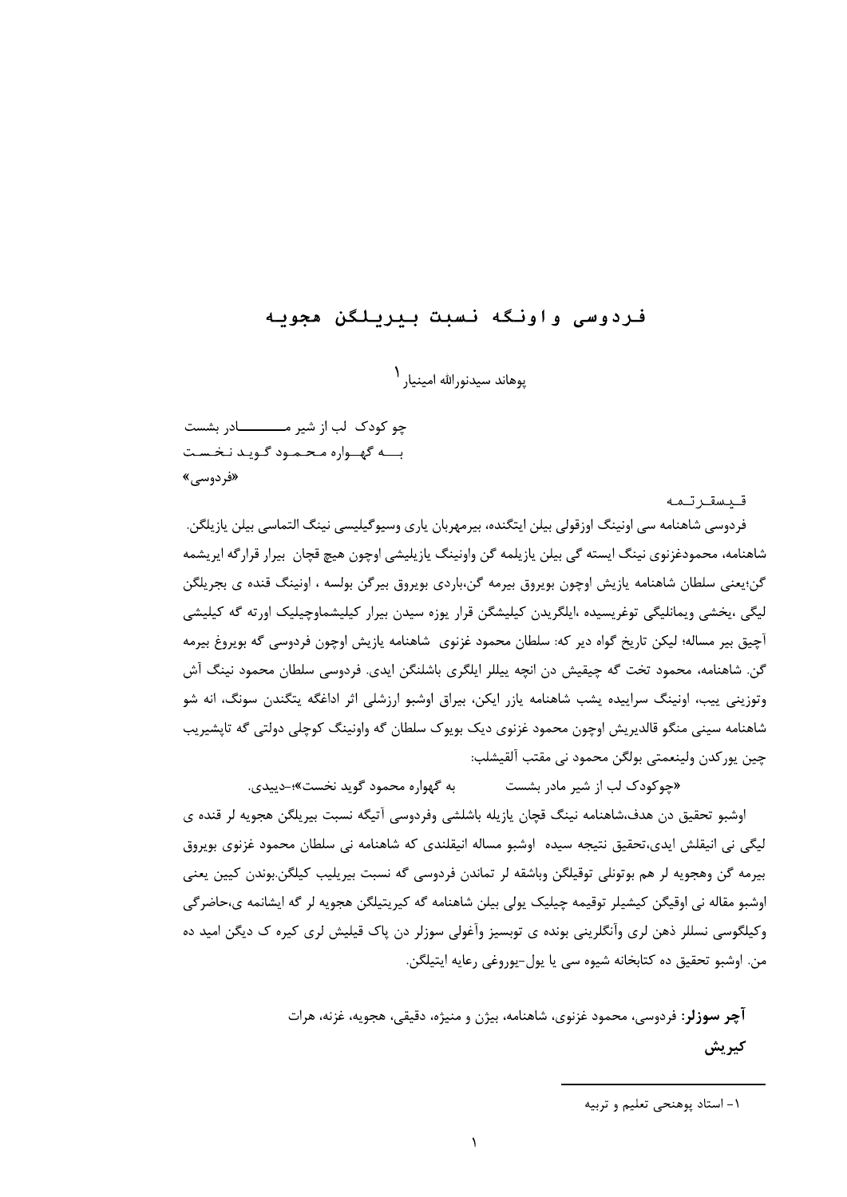# فردوسی و اونگه نسبت بیریلگن هجویه

پوهاند سیدنورالله امینیار [1]

چو کودک لب از شیر مـــادر بشست
بـــه گهــواره محمود گوید نخست
«فردوسی»

قیسقرتمه

فردوسی شاهنامه سی اونینگ اوزقولی بیلن ایتگنده، بیرمهربان یاری وسیوگیلیسی نینگ التماسی بیلن یازیلگن. شاهنامه، محمودغزنوی نینگ ایسته گی بیلن یازیلمه گن واونینگ یازیلیشی اوچون هیچ قچان بیرار قرارگه ایریشمه گن؛یعنی سلطان شاهنامه یازیش اوچون بویروق بیرمه گن،باردی بویروق بیرگن بولسه ، اونینگ قنده ی بجریلگن لیگی ،یخشی ویمانلیگی توغریسیده ،ایلگریدن کیلیشگن قرار یوزه سیدن بیرار کیلیشماوچیلیک اورته گه کیلیشی آچیق بیر مساله؛ لیکن تاریخ گواه دیر که: سلطان محمود غزنوی شاهنامه یازیش اوچون فردوسی گه بویروغ بیرمه گن. شاهنامه، محمود تخت گه چیقیش دن انچه ییللر ایلگری باشلنگن ایدی. فردوسی سلطان محمود نینگ آش وتوزینی ییب، اونینگ سراییده یشب شاهنامه یازر ایکن، بیراق اوشبو ارزشلی اثر اداغگه یتگندن سونگ، انه شو شاهنامه سینی منگو قالدیریش اوچون محمود غزنوی دیک بویوک سلطان گه واونینگ کوچلی دولتی گه تاپشیریب چین یورکدن ولینعمتی بولگن محمود نی مقتب آلقیشلب:

«چوکودک لب از شیر مادر بشست به گهواره محمود گوید نخست»؛-دییدی.

اوشبو تحقیق دن هدف،شاهنامه نینگ قچان یازیله باشلشی وفردوسی آتیگه نسبت بیریلگن هجویه لر قنده ی لیگی نی انیقلش ایدی،تحقیق نتیجه سیده اوشبو مساله انیقلندی که شاهنامه نی سلطان محمود غزنوی بویروق بیرمه گن وهجویه لر هم بوتونلی توقیلگن وباشقه لر تماندن فردوسی گه نسبت بیریلیب کیلگن.بوندن کیین یعنی اوشبو مقاله نی اوقیگن کیشیلر توقیمه چیلیک یولی بیلن شاهنامه گه کیریتیلگن هجویه لر گه ایشانمه ی،حاضرگی وکیلگوسی نسللر ذهن لری وآنگلرینی بونده ی توبسیز وآغولی سوزلر دن پاک قیلیش لری کیره ک دیگن امید ده من. اوشبو تحقیق ده کتابخانه شیوه سی یا یول-یوروغی رعایه ایتیلگن.

**آچر سوزلر:** فردوسی، محمود غزنوی، شاهنامه، بیژن و منیژه، دقیقی، هجویه، غزنه، هرات

**کیریش**

[1] - استاد پوهنحی تعلیم و تربیه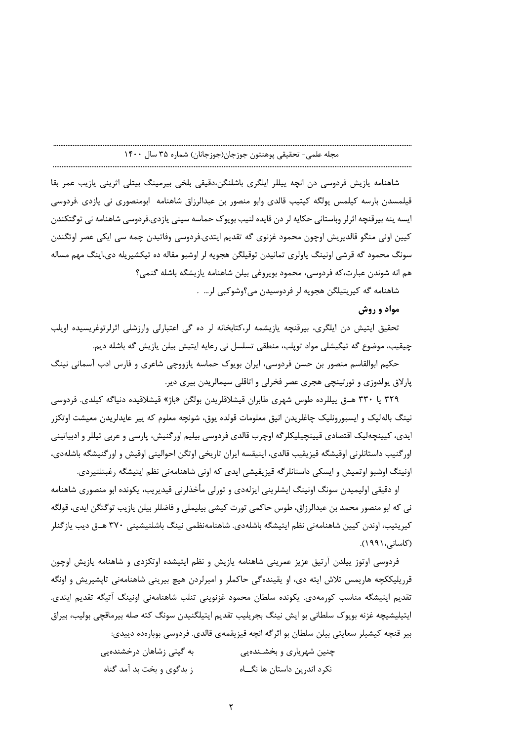شاهنامه یازیش فردوسی دن انچه ییللر ایلگری باشلنگن،دقیقی بلخی بیرمینگ بیتلی اثرینی یازیب عمر بقا قیلمسدن بارسه کیلمس یولگه کیتیب قالدی وابو منصور بن عبدالرزاق شاهنامه ابومنصوری نی یازدی .فردوسی ایسه ینه بیرقنچه اثرلر وباستانی حکایه لر دن فایده لنیب بویوک حماسه سینی یازدی.فردوسی شاهنامه نی توگتکندن کیین اونی منگو قالدیریش اوچون محمود غزنوی گه تقدیم ایتدی.فردوسی وفاتیدن چمه سی ایکی عصر اوتگندن سونگ محمود گه قرشی اونینگ یاولری تمانیدن توقیلگن هجویه لر اوشبو مقاله ده تیکشیریله دی،اینگ مهم مساله هم انه شوندن عبارت،که فردوسی، محمود بویروغی بیلن شاهنامه یازیشگه باشله گنمی؟

شاهنامه گه کیریتیلگن هجویه لر فردوسیدن می؟وشوکبی لر… .

**مواد و روش**

تحقیق ایتیش دن ایلگری، بیرقنچه یازیشمه لر،کتابخانه لر ده گی اعتبارلی وارزشلی اثرلرتوغریسیده اویلب چیقیب، موضوع گه تیگیشلی مواد توپلب، منطقی تسلسل نی رعایه ایتیش بیلن یازیش گه باشله دیم.

حکیم ابوالقاسم منصور بن حسن فردوسی، ایران بویوک حماسه یازووچی شاعری و فارس ادب آسمانی نینگ پارلاق یولدوزی و تورتینچی هجری عصر فخرلی و اتاقلی سیمالریدن بیری دیر.

۳۲۹ یا ۳۳۰ هـق ییللرده طوس شهری طابران قیشلاقلریدن بولگن «باژ» قیشلاقیده دنیاگه کیلدی. فردوسی نینگ باله‌لیک و ایسبورونلیک چاغلریدن انیق معلومات قولده یوق، شونچه معلوم که ییر عایدلریدن معیشت اوتکزر ایدی، کیینچه‌لیک اقتصادی قیینچیلیکلرگه اوچرب قالدی فردوسی بیلیم اورگنیش، پارسی و عربی تیللر و ادبیاتینی اورگنیب داستانلرنی اوقیشگه قیزیقیب قالدی، اینیقسه ایران تاریخی اوتگن احوالینی اوقیش و اورگنیشگه باشله‌دی، اونینگ اوشبو اوتمیش و ایسکی داستانلرگه قیزیقیشی ایدی که اونی شاهنامه‌نی نظم ایتیشگه رغبتلتیردی.

او دقیقی اولیمیدن سونگ اونینگ ایشلرینی ایزله‌دی و تورلی مأخذلرنی قیدیریب، یکونده ابو منصوری شاهنامه نی که ابو منصور محمد بن عبدالرزاق، طوس حاکمی تورت کیشی بیلیملی و فاضللر بیلن یازیب توگتگن ایدی، قولگه کیریتیب، اوندن کیین شاهنامه‌نی نظم ایتیشگه باشله‌دی. شاهنامه‌نظمی نینگ باشلنیشینی ۳۷۰ هـق دیب یازگنلر (کاسانی،۱۹۹۱).

فردوسی اوتوز ییلدن آرتیق عزیز عمرینی شاهنامه یازیش و نظم ایتیشده اوتکزدی و شاهنامه یازیش اوچون قرریلیککچه هاریمس تلاش ایته دی، او یقینده‌گی حاکملر و امیرلردن هیچ بیرینی شاهنامه‌نی تاپشیریش و اونگه تقدیم ایتیشگه مناسب کورمه‌دی. یکونده سلطان محمود غزنوینی تنلب شاهنامه‌نی اونینگ آتیگه تقدیم ایتدی. ایتیلیشیچه غزنه بویوک سلطانی بو ایش نینگ بجریلیب تقدیم ایتیلگنیدن سونگ کته صله بیرماقچی بولیب، بیراق بیر قنچه کیشیلر سعایتی بیلن سلطان بو اثرگه انچه قیزیقمه‌ی قالدی. فردوسی بوباره‌ده دییدی:

| | |
|---|---|
| چنین شهریاری و بخشـنده‌یی | به گیتی زشاهان درخشنده‌یی |
| نکرد اندرین داستان ها نگـــاه | ز بدگوی و بخت بد آمد گناه |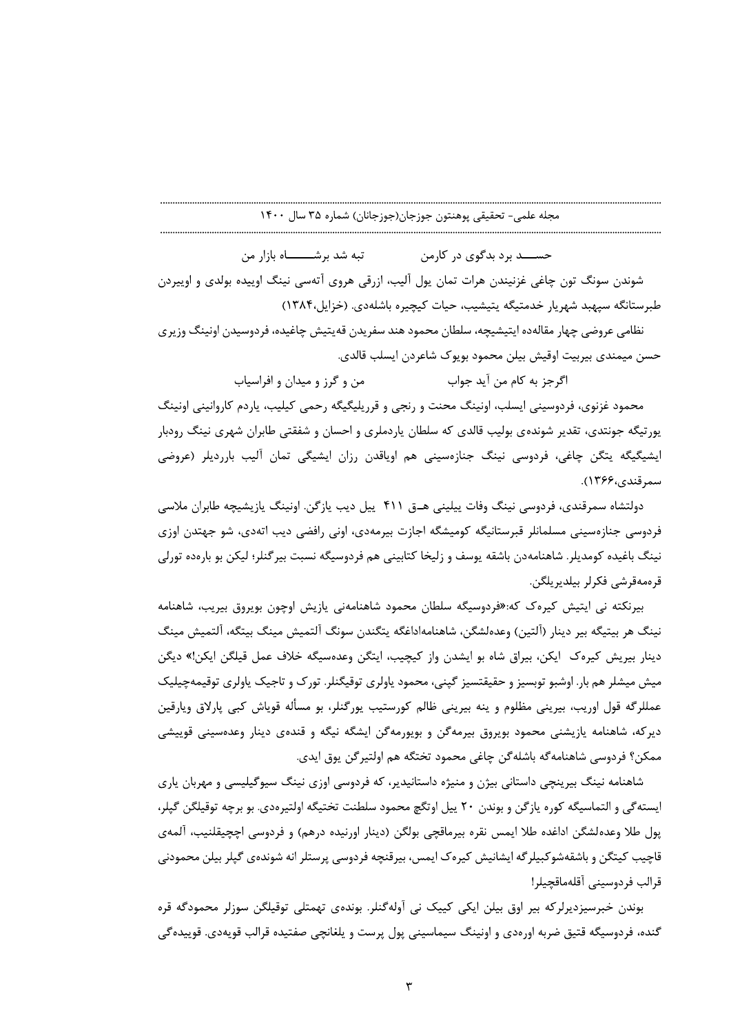حســـــد برد بدگوی در کارمن                    تبه شد برشــــــاه بازار من

شوندن سونگ تون چاغی غزنیندن هرات تمان یول آلیب، ازرقی هروی آته‌سی نینگ اوییده بولدی و اوییردن طبرستانگه سپهبد شهریار خدمتیگه یتیشیب، حیات کیچیره باشله‌دی. (خزایل،۱۳۸۴)

نظامی عروضی چهار مقاله‌ده ایتیشیچه، سلطان محمود هند سفریدن قه‌یتیش چاغیده، فردوسیدن اونینگ وزیری حسن میمندی بیربیت اوقیش بیلن محمود بویوک شاعردن ایسلب قالدی.

اگرجز به کام من آید جواب                    من و گرز و میدان و افراسیاب

محمود غزنوی، فردوسینی ایسلب، اونینگ محنت و رنجی و قرریلیگیگه رحمی کیلیب، یاردم کاروانینی اونینگ یورتیگه جونتدی، تقدیر شونده‌ی بولیب قالدی که سلطان یاردملری و احسان و شفقتی طابران شهری نینگ رودبار ایشیگیگه یتگن چاغی، فردوسی نینگ جنازه‌سینی هم اویاقدن رزان ایشیگی تمان آلیب باررديلر (عروضی سمرقندی،۱۳۶۶).

دولتشاه سمرقندی، فردوسی نینگ وفات ییلینی هـق ۴۱۱ ییل دیب یازگن. اونینگ یازیشیچه طابران ملاسی فردوسی جنازه‌سینی مسلمانلر قبرستانیگه کومیشگه اجازت بیرمه‌دی، اونی رافضی دیب اته‌دی، شو جهتدن اوزی نینگ باغیده کومدیلر. شاهنامه‌دن باشقه یوسف و زلیخا کتابینی هم فردوسیگه نسبت بیرگنلر؛ لیکن بو بارده تورلی قره‌مه‌قرشی فکرلر بیلدیریلگن.

بیرنکته نی ایتیش کیره‌ک که:«فردوسیگه سلطان محمود شاهنامه‌نی یازیش اوچون بویروق بیریب، شاهنامه نینگ هر بیتیگه بیر دینار (آلتین) وعده‌لشگن، شاهنامه‌اداغگه یتگندن سونگ آلتمیش مینگ بیتگه، آلتمیش مینگ دینار بیریش کیره‌ک ایکن، بیراق شاه بو ایشدن واز کیچیب، ایتگن وعده‌سیگه خلاف عمل قیلگن ایکن!» دیگن میش میشلر هم بار. اوشبو توبسیز و حقیقتسیز گپنی، محمود یاولری توقیگنلر. تورک و تاجیک یاولری توقیمه‌چیلیک عمللرگه قول اوریب، بیرینی مظلوم و ینه بیرینی ظالم کورستیب یورگنلر، بو مسأله قویاش کبی پارلاق ویارقین دیرکه، شاهنامه یازیشنی محمود بویروق بیرمه‌گن و بویورمه‌گن ایشگه نیگه و قنده‌ی دینار وعده‌سینی قوییشی ممکن؟ فردوسی شاهنامه‌گه باشله‌گن چاغی محمود تختگه هم اولتیرگن یوق ایدی.

شاهنامه نینگ بیرینچی داستانی بیژن و منیژه داستانیدیر، که فردوسی اوزی نینگ سیوگیلیسی و مهربان یاری ایسته‌گی و التماسیگه کوره یازگن و بوندن ۲۰ ییل اوتگچ محمود سلطنت تختیگه اولتیره‌دی. بو برچه توقیلگن گپلر، پول طلا وعده‌لشگن اداغده طلا ایمس نقره بیرماقچی بولگن (دینار اورنیده درهم) و فردوسی اچچیقلنیب، آلمه‌ی قاچیب کیتگن و باشقه‌شوکبیلرگه ایشانیش کیره‌ک ایمس، بیرقنچه فردوسی پرستلر انه شونده‌ی گپلر بیلن محمودنی قرالب فردوسینی آقله‌ماقچیلر!

بوندن خبرسیزدیرلرکه بیر اوق بیلن ایکی کییک نی آوله‌گنلر. بونده‌ی تهمتلی توقیلگن سوزلر محمودگه قره گنده، فردوسیگه قتیق ضربه اوره‌دی و اونینگ سیماسینی پول پرست و یلغانچی صفتیده قرالب قویه‌دی. قوییده‌گی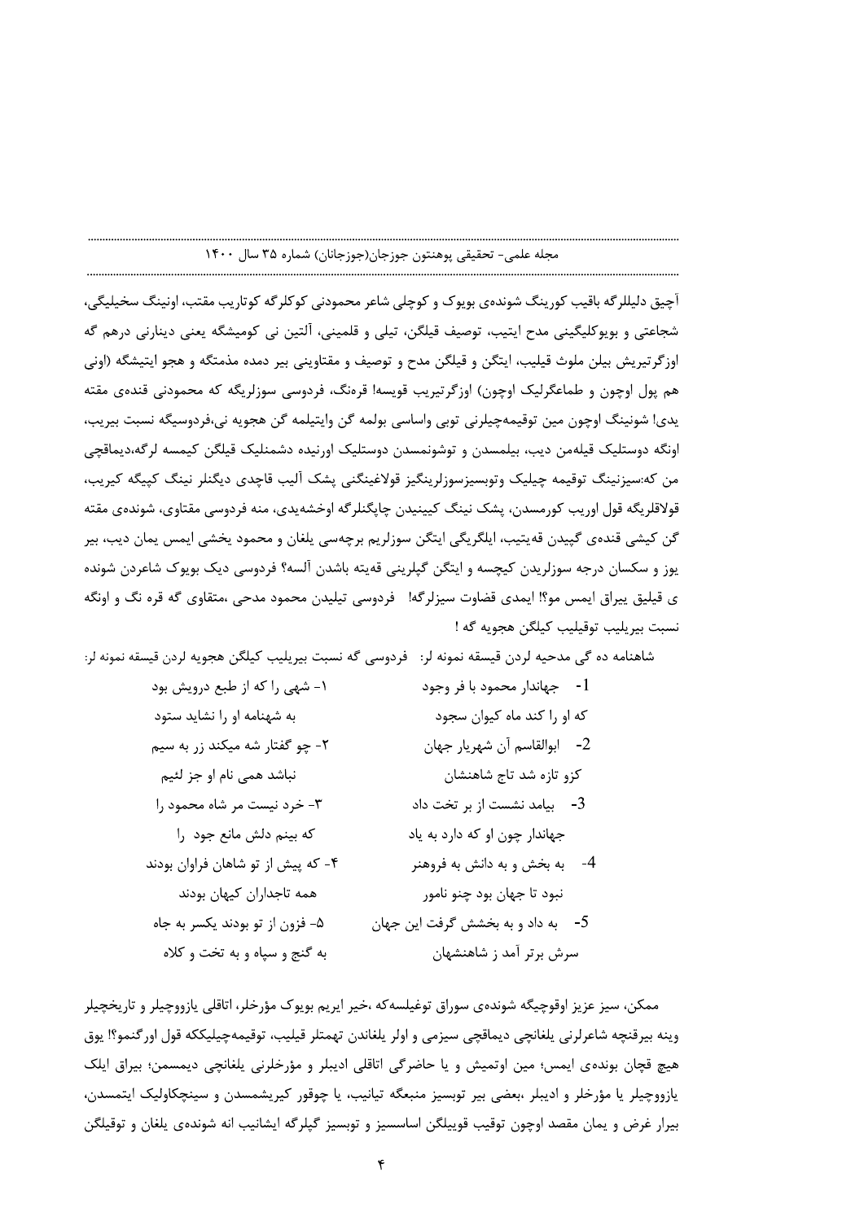آچیق دلیللرگه باقیب کورینگ شوندەی بویوک و کوچلی شاعر محمودنی کوکلرگه کوتاریب مقتب، اونینگ سخیلیگی، شجاعتی و بویوکلیگینی مدح ایتیب، توصیف قیلگن، تیلی و قلمینی، آلتین نی کومیشگه یعنی دینارنی درهم گه اوزگرتیریش بیلن ملوث قیلیب، ایتگن و قیلگن مدح و توصیف و مقتاوینی بیر دمده مذمتگه و هجو ایتیشگه (اونی هم پول اوچون و طماعگرلیک اوچون) اوزگرتیریب قویسه! قرەنگ، فردوسی سوزلریگه که محمودنی قندەی مقته یدی! شونینگ اوچون مین توقیمەچیلرنی توبی واساسی بولمه گن وایتیلمه گن هجویه نی،فردوسیگه نسبت بیریب، اونگه دوستلیک قیلەمن دیب، بیلمسدن و توشونمسدن دوستلیک اورنیده دشمنلیک قیلگن کیمسه لرگه،دیماقچی من که:سیزنینگ توقیمه چیلیک وتوبسیزسوزلرینگیز قولاغینگنی پشک آلیب قاچدی دیگنلر نینگ کپیگه کیریب، قولاقلریگه قول اوریب کورمسدن، پشک نینگ کیینیدن چاپگنلرگه اوخشەیدی، منه فردوسی مقتاوی، شوندەی مقته گن کیشی قندەی گپیدن قەیتیب، ایلگریگی ایتگن سوزلریم برچەسی یلغان و محمود یخشی ایمس یمان دیب، بیر یوز و سکسان درجه سوزلریدن کیچسه و ایتگن گپلرینی قەیته باشدن آلسه؟ فردوسی دیک بویوک شاعردن شونده ی قیلیق ییراق ایمس مو؟! ایمدی قضاوت سیزلرگه! فردوسی تیلیدن محمود مدحی ،متقاوی گه قره نگ و اونگه نسبت بیریلیب توقیلیب کیلگن هجویه گه !

شاهنامه ده گی مدحیه لردن قیسقه نمونه لر: فردوسی گه نسبت بیریلیب کیلگن هجویه لردن قیسقه نمونه لر:

| | |
|---|---|
| 1- جهاندار محمود با فر وجود | ۱- شهی را که از طبع درویش بود |
| که او را کند ماه کیوان سجود | به شهنامه او را نشاید ستود |
| 2- ابوالقاسم آن شهریار جهان | ۲- چو گفتار شه میکند زر به سیم |
| کزو تازه شد تاج شاهنشان | نباشد همی نام او جز لئیم |
| 3- بیامد نشست از بر تخت داد | ۳- خرد نیست مر شاه محمود را |
| جهاندار چون او که دارد به یاد | که بینم دلش مانع جود را |
| 4- به بخش و به دانش به فروهنر | ۴- که پیش از تو شاهان فراوان بودند |
| نبود تا جهان بود چنو نامور | همه تاجداران کیهان بودند |
| 5- به داد و به بخشش گرفت این جهان | ۵- فزون از تو بودند یکسر به جاه |
| سرش برتر آمد ز شاهنشهان | به گنج و سپاه و به تخت و کلاه |

ممکن، سیز عزیز اوقوچیگه شوندەی سوراق توغیلسه‌که ،خیر ایریم بویوک مؤرخلر، اتاقلی یازووچیلر و تاریخچیلر وینه بیرقنچه شاعرلرنی یلغانچی دیماقچی سیزمی و اولر یلغاندن تهمتلر قیلیب، توقیمەچیلیککه قول اورگنمو؟! یوق هیچ قچان بوندەی ایمس؛ مین اوتمیش و یا حاضرگی اتاقلی ادیبلر و مؤرخلرنی یلغانچی دیمسمن؛ بیراق ایلک یازووچیلر یا مؤرخلر و ادیبلر ،بعضی بیر توبسیز منبعگه تیانیب، یا چوقور کیریشمسدن و سینچکاولیک ایتمسدن، بیرار غرض و یمان مقصد اوچون توقیب قوییلگن اساسسیز و توبسیز گپلرگه ایشانیب انه شوندەی یلغان و توقیلگن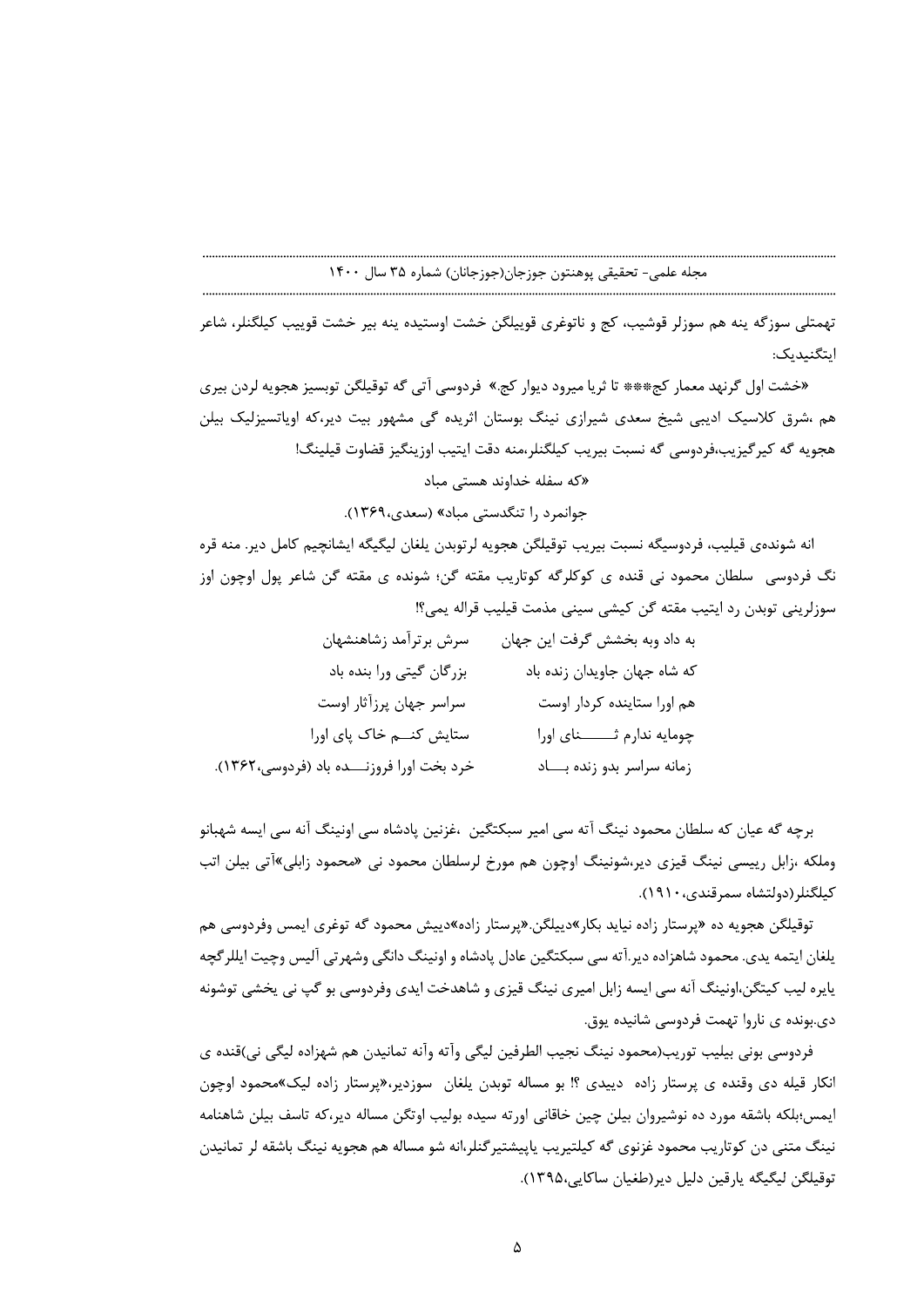تهمتلی سوزگه ینه هم سوزلر قوشیب، کج و ناتوغری قوییلگن خشت اوستیده ینه بیر خشت قوییب کیلگنلر، شاعر ایتگنیدیک:

«خشت اول گرنهد معمار کج*** تا ثریا میرود دیوار کج.» فردوسی آتی گه توقیلگن توبسیز هجویه لردن بیری هم ،شرق کلاسیک ادبیی شیخ سعدی شیرازی نینگ بوستان اثریده گی مشهور بیت دیر،که اوباتسیزلیک بیلن هجویه گه کیرگیزیب،فردوسی گه نسبت بیریب کیلگنلر،منه دقت ایتیب اوزینگیز قضاوت قیلینگ!

«که سفله خداوند هستی مباد

جوانمرد را تنگدستی مباد» (سعدی،۱۳۶۹).

انه شونده‌ی قیلیب، فردوسیگه نسبت بیریب توقیلگن هجویه لرتوبدن یلغان لیگیگه ایشانچیم کامل دیر. منه قره نگ فردوسی سلطان محمود نی قنده ی کوکلرگه کوتاریب مقته گن؛ شونده ی مقته گن شاعر پول اوچون اوز سوزلرینی توبدن رد ایتیب مقته گن کیشی سینی مذمت قیلیب قراله یمی؟!

| | |
|---|---|
| به داد وبه بخشش گرفت این جهان | سرش برترآمد زشاهنشهان |
| که شاه جهان جاویدان زنده باد | بزرگان گیتی ورا بنده باد |
| هم اورا ستاینده کردار اوست | سراسر جهان پرزآثار اوست |
| چومایه ندارم ثـــــنای اورا | ستایش کنـــم خاک پای اورا |
| زمانه سراسر بدو زنده بـــاد | خرد بخت اورا فروزنـــده باد (فردوسی،۱۳۶۲). |

برچه گه عیان که سلطان محمود نینگ آته سی امیر سبکتگین ،غزنین پادشاه سی اونینگ آنه سی ایسه شهبانو وملکه ،زابل رییسی نینگ قیزی دیر،شونینگ اوچون هم مورخ لرسلطان محمود نی «محمود زابلی»آتی بیلن اتب کیلگنلر(دولتشاه سمرقندی،۱۹۱۰).

توقیلگن هجویه ده «پرستار زاده نیاید بکار»دییلگن.«پرستار زاده»دییش محمود گه توغری ایمس وفردوسی هم یلغان ایتمه یدی. محمود شاهزاده دیر.آته سی سبکتگین عادل پادشاه و اونینگ دانگی وشهرتی آلیس وچیت ایللرگچه یایره لیب کیتگن،اونینگ آنه سی ایسه زابل امیری نینگ قیزی و شاهدخت ایدی وفردوسی بو گپ نی یخشی توشونه دی.بونده ی ناروا تهمت فردوسی شانیده یوق.

فردوسی بونی بیلیب توریب(محمود نینگ نجیب الطرفین لیگی وآته وآنه تمانیدن هم شهزاده لیگی نی)قنده ی انکار قیله دی وقنده ی پرستار زاده دییدی ؟! بو مساله توبدن یلغان سوزدیر،«پرستار زاده لیک»محمود اوچون ایمس؛بلکه باشقه مورد ده نوشیروان بیلن چین خاقانی اورته سیده بولیب اوتگن مساله دیر،که تاسف بیلن شاهنامه نینگ متنی دن کوتاریب محمود غزنوی گه کیلتیریب یاپیشتیرگنلر،انه شو مساله هم هجویه نینگ باشقه لر تمانیدن توقیلگن لیگیگه یارقین دلیل دیر(طغیان ساکایی،۱۳۹۵).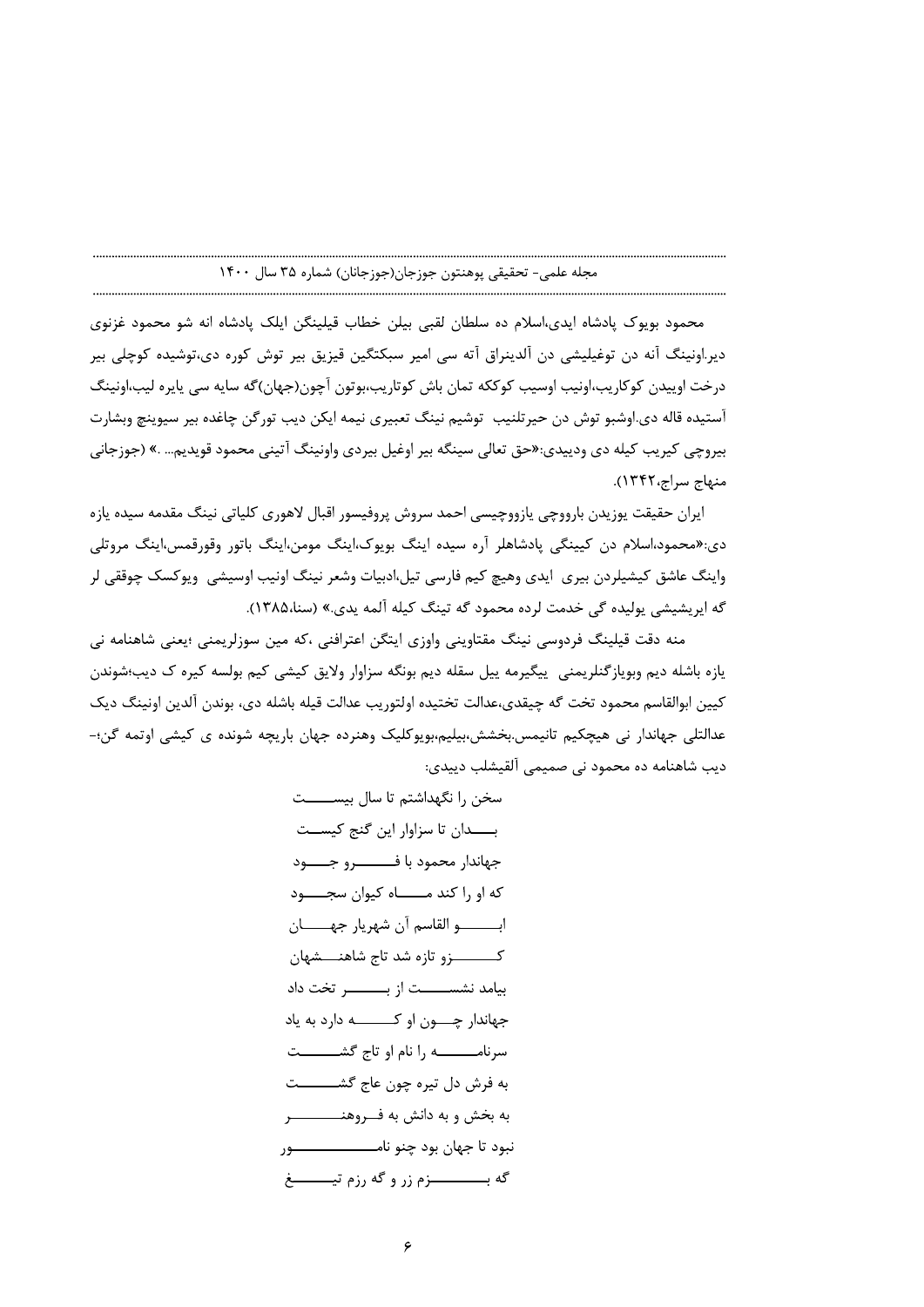محمود بویوک پادشاه ایدی،اسلام ده سلطان لقبی بیلن خطاب قیلینگن ایلک پادشاه انه شو محمود غزنوی دیر.اونینگ آنه دن توغیلیشی دن آلدینراق آته سی امیر سبکتگین قیزیق بیر توش کوره دی،توشیده کوچلی بیر درخت اوییدن کوکاریب،اونیب اوسیب کوککه تمان باش کوتاریب،بوتون آچون(جهان)گه سایه سی یایره لیب،اونینگ آستیده قاله دی.اوشبو توش دن حیرتلنیب توشیم نینگ تعبیری نیمه ایکن دیب تورگن چاغده بیر سیوینچ وبشارت بیروچی کیریب کیله دی ودییدی:«حق تعالی سینگه بیر اوغیل بیردی واونینگ آتینی محمود قویدیم... .» (جوزجانی منهاج سراج،۱۳۴۲).

ایران حقیقت یوزیدن بارووچیی یازووچیسی احمد سروش پروفیسور اقبال لاهوری کلیاتی نینگ مقدمه سیده یازه دی:«محمود،اسلام دن کیینگی پادشاهلر آره سیده اینگ بویوک،اینگ مومن،اینگ باتور وقورقمس،اینگ مروتلی واینگ عاشق کیشیلردن بیری ایدی وهیچ کیم فارسی تیل،ادبیات وشعر نینگ اونیب اوسیشی ویوکسک چوققی لر گه ایریشیشی یولیده گی خدمت لرده محمود گه تینگ کیله آلمه یدی.» (سنا،۱۳۸۵).

منه دقت قیلینگ فردوسی نینگ مقتاوینی واوزی ایتگن اعترافنی ،که مین سوزلریمنی ؛یعنی شاهنامه نی یازه باشله دیم وبویازگنلریمنی بیگیرمه ییل سقله دیم بونگه سزاوار ولایق کیشی کیم بولسه کیره ک دیب؛شوندن کیین ابوالقاسم محمود تخت گه چیقدی،عدالت تختیده اولتوریب عدالت قیله باشله دی، بوندن آلدین اونینگ دیک عدالتلی جهاندار نی هیچکیم تانیمس.بخشش،بیلیم،بویوکلیک وهنرده جهان باریچه شونده ی کیشی اوتمه گن؛-دیب شاهنامه ده محمود نی صمیمی آلقیشلب دییدی:

سخن را نگهداشتم تا سال بیســـــت
بـــــدان تا سزاوار این گنج کیســـت
جهاندار محمود با فــــــــرو جــــود
که او را کند مــــــاه کیوان سجـــــود
ابـــــــو القاسم آن شهریار جهـــــان
کـــــــــزو تازه شد تاج شاهنـــشهان
بیامد نشســـــــت از بـــــــر تخت داد
جهاندار چــــون او کــــــــه دارد به یاد
سرنامــــــــه را نام او تاج گشـــــــــت
به فرش دل تیره چون عاج گشـــــــت
به بخش و به دانش به فــروهنـــــــــــر
نبود تا جهان بود چنو نامـــــــــــــــــور
گه بـــــــــــزم زر و گه رزم تیـــــــغ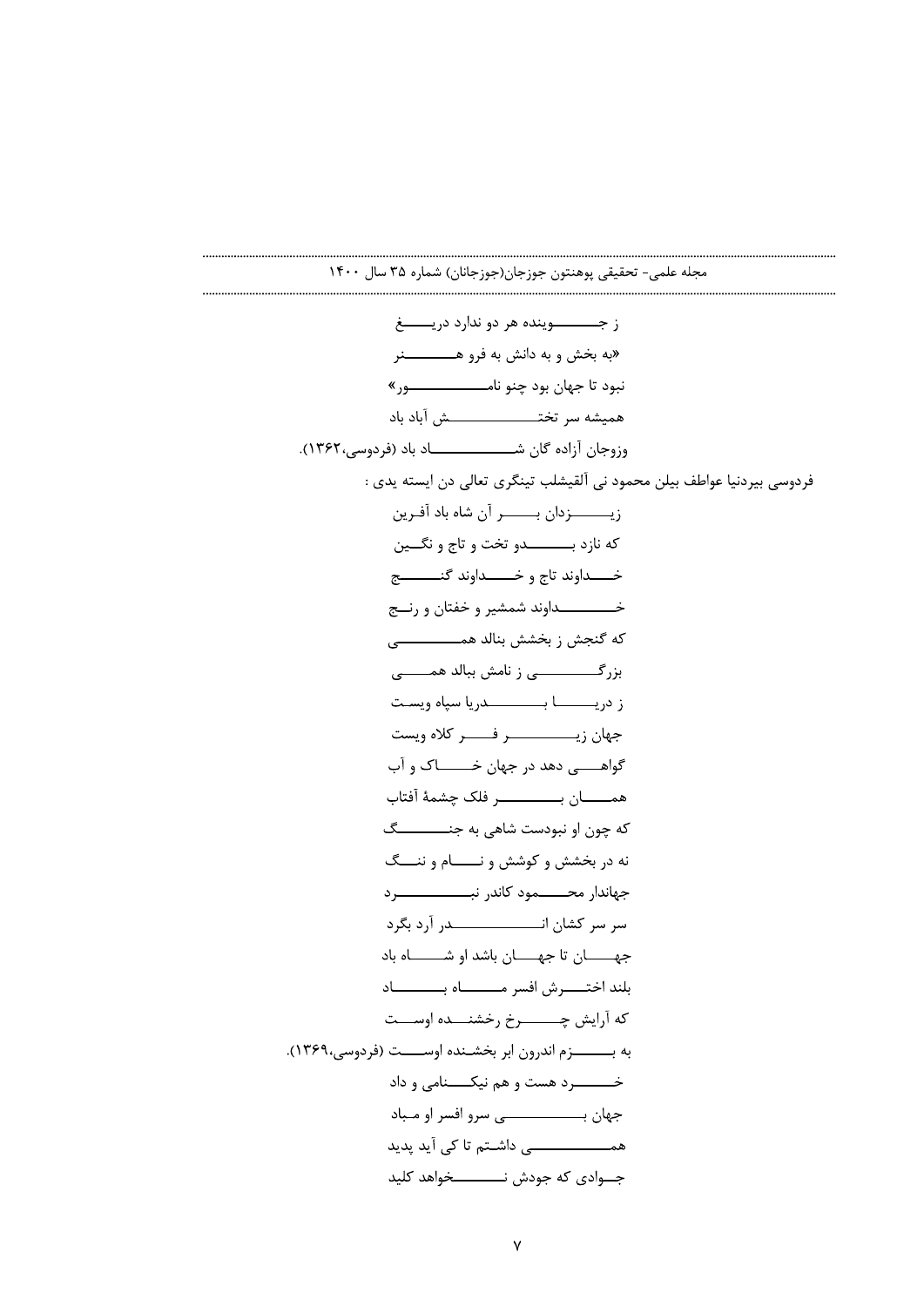ز جـــــــوینده هر دو ندارد دریـــــغ

«به بخش و به دانش به فرو هـــــــنر

نبود تا جهان بود چنو نامـــــــــــور»

همیشه سر تختـــــــــــش آباد باد

وزوجان آزاده گان شـــــــــــاد باد (فردوسی،۱۳۶۲).

فردوسی بیردنیا عواطف بیلن محمود نی آلقیشلب تینگری تعالی دن ایسته یدی :

زیـــــزدان بـــــر آن شاه باد آفـرین

که نازد بـــــــدو تخت و تاج و نگــین

خـــداوند تاج و خـــداوند گنـــــج

خـــــــداوند شمشیر و خفتان و رنـــج

که گنجش ز بخشش بنالد همـــــــــی

بزرگـــــــی ز نامش ببالد همـــــی

ز دریـــــا بـــــــدریا سپاه ویسـت

جهان زیـــــــــر فـــــر کلاه ویست

گواهـــــی دهد در جهان خـــــاک و آب

همـــــان بـــــــــر فلک چشمهٔ آفتاب

که چون او نبودست شاهی به جنـــــــگ

نه در بخشش و کوشش و نـــــام و ننـــگ

جهاندار محـــــمود کاندر نبـــــــــرد

سر سر کشان انـــــــــــدر آرد بگرد

جهـــــان تا جهـــان باشد او شـــــاه باد

بلند اختـــرش افسر مـــــــاه بـــــــاد

که آرایش چـــــرخ رخشنـــده اوســت

به بـــــزم اندرون ابر بخشـنده اوســـت (فردوسی،۱۳۶۹).

خــــــرد هست و هم نیکــــنامی و داد

جهان بـــــــــی سرو افسر او مـباد

همـــــــــــی داشـتم تا کی آید پدید

جـــوادی که جودش نــــــــخواهد کلید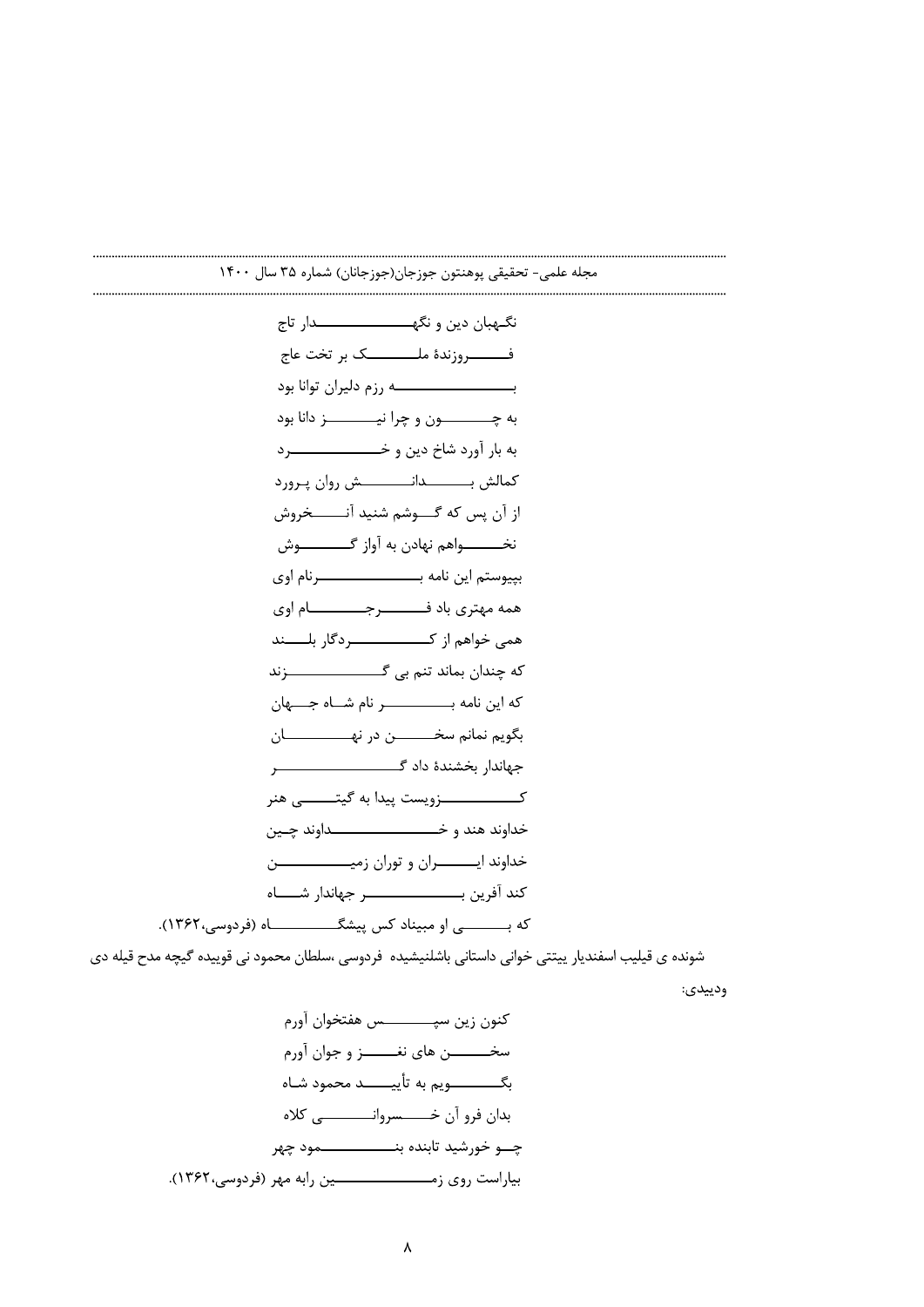نگهبان دین و نگهدار تاج

فروزندهٔ ملک بر تخت عاج

به رزم دلیران توانا بود

به چون و چرا نیز دانا بود

به بار آورد شاخ دین و خرد

کمالش بدانش روان پرورد

از آن پس که گوشم شنید آن خروش

نخواهم نهادن به آواز گوش

بپیوستم این نامه برنام اوی

همه مهتری باد فرجام اوی

همی خواهم از کردگار بلند

که چندان بماند تنم بی گزند

که این نامه بر نام شاه جهان

بگویم نمانم سخن در نهان

جهاندار بخشندهٔ داد گر

کزویست پیدا به گیتی هنر

خداوند هند و خداوند چین

خداوند ایران و توران زمین

کند آفرین بر جهاندار شاه

که بی او مبیناد کس پیشگاه (فردوسی،۱۳۶۲).

شونده ی قیلیب اسفندیار ییتتی خوانی داستانی باشلنیشیده فردوسی ،سلطان محمود نی قوییده گیچه مدح قیله دی ودییدی:

کنون زین سپس هفتخوان آورم

سخن های نغز و جوان آورم

بگویم به تأیید محمود شاه

بدان فرو آن خسروانی کلاه

چو خورشید تابنده بنمود چهر

بیاراست روی زمین رابه مهر (فردوسی،۱۳۶۲).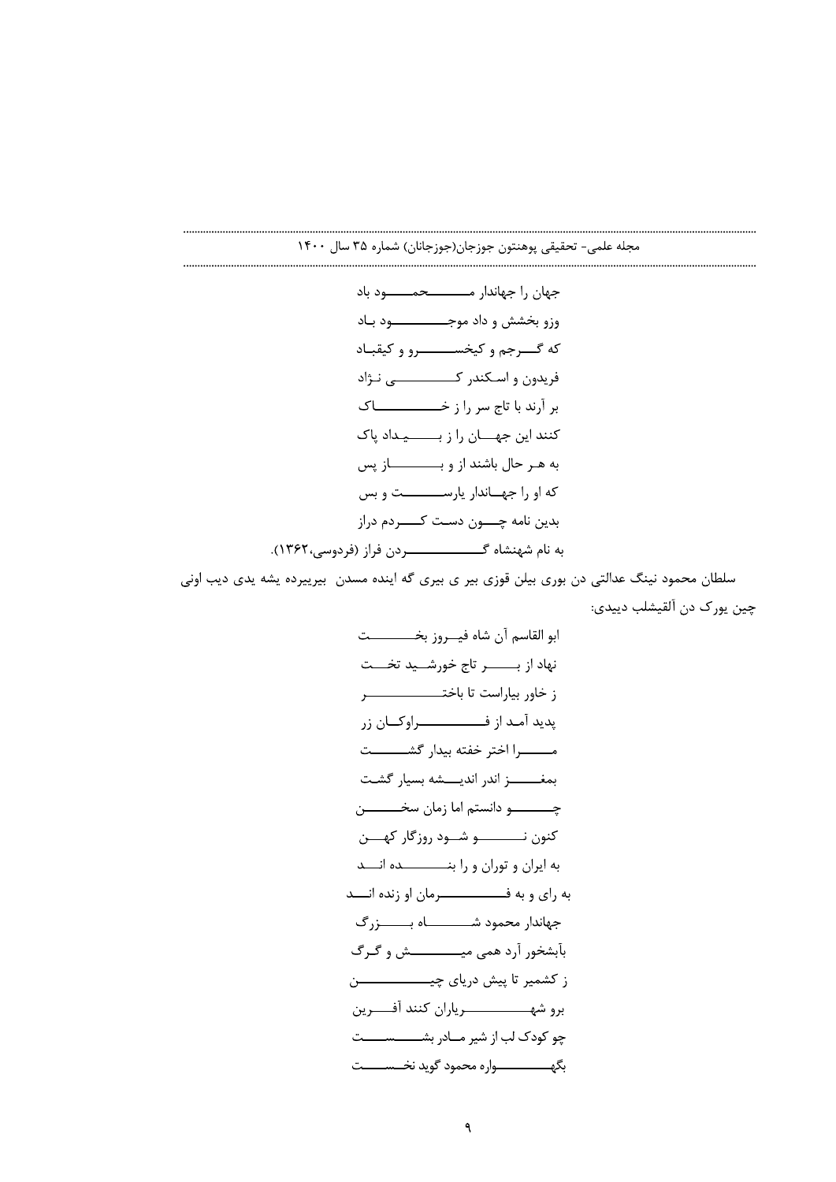جهان را جهاندار محمود باد

وزو بخشش و داد موجود باد

که گرجم و کیخسرو و کیقباد

فریدون و اسکندر کی نژاد

بر آرند با تاج سر را ز خاک

کنند این جهان را ز بیداد پاک

به هر حال باشند از و باز پس

که او را جهاندار یارست و بس

بدین نامه چون دست کردم دراز

به نام شهنشاه گردن فراز (فردوسی،۱۳۶۲).

سلطان محمود نینگ عدالتی دن بوری بیلن قوزی بیر ی بیری گه اینده مسدن ببریبرده یشه یدی دیب اونی چین یورک دن آلقیشلب دییدی:

ابو القاسم آن شاه فیروز بخت

نهاد از بر تاج خورشید تخت

ز خاور بیاراست تا باختر

پدید آمد از فراوکان زر

مرا اختر خفته بیدار گشت

بمغز اندر اندیشه بسیار گشت

چو دانستم اما زمان سخن

کنون نو شود روزگار کهن

به ایران و توران و را بنده اند

به رای و به فرمان او زنده اند

جهاندار محمود شاه بزرگ

بآبشخور آرد همی میش و گرگ

ز کشمیر تا پیش دریای چین

برو شهریاران کنند آفرین

چو کودک لب از شیر مادر بشست

بگهواره محمود گوید نخست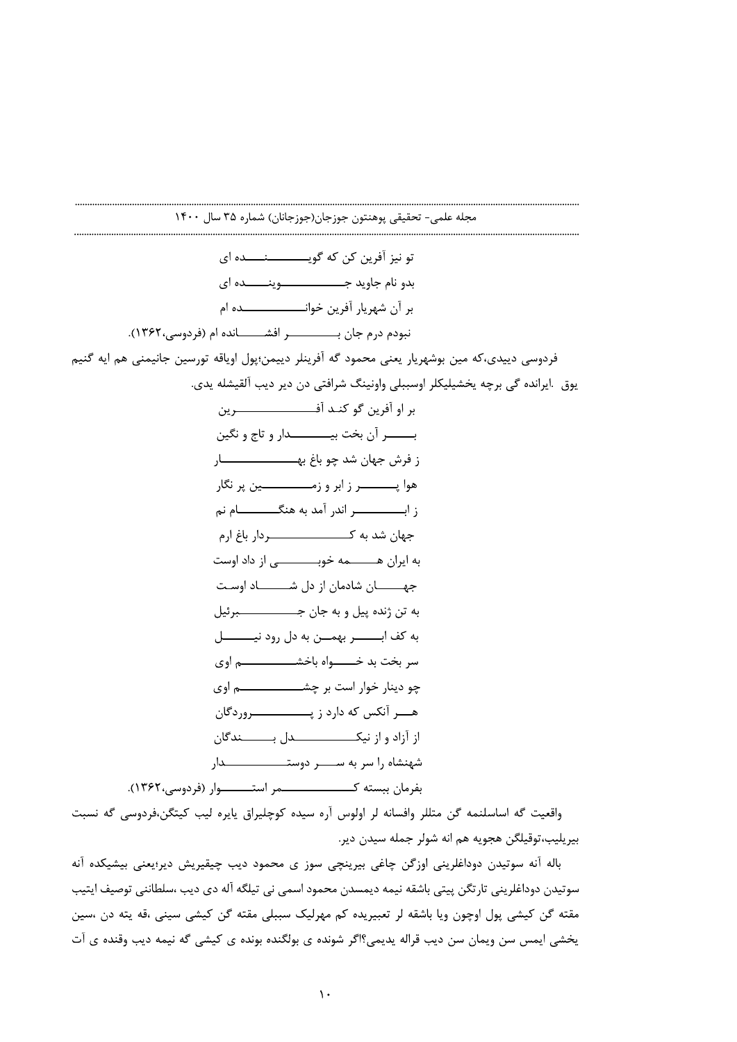تو نیز آفرین کن که گوینده ای

بدو نام جاوید جوینده ای

بر آن شهریار آفرین خوانده ام

نبودم درم جان بر افشانده ام (فردوسی،۱۳۶۲).

فردوسی دییدی،که مین بوشهریار یعنی محمود گه آفرینلر دییمن؛پول اویاقه تورسین جانیمنی هم ایه گنیم یوق .ایرانده گی برچه یخشیلیکلر اوسببلی واونینگ شرافتی دن دیر دیب آلقیشله یدی.

بر او آفرین گو کند آفرین

بر آن بخت بیدار و تاج و نگین

ز فرش جهان شد چو باغ بهار

هوا پر ز ابر و زمین پر نگار

ز ابر اندر آمد به هنگام نم

جهان شد به کردار باغ ارم

به ایران همه خوبی از داد اوست

جهان شادمان از دل شاد اوست

به تن ژنده پیل و به جان جبرئیل

به کف ابر بهمن به دل رود نیل

سر بخت بد خواه باخشم اوی

چو دینار خوار است بر چشم اوی

هر آنکس که دارد ز پروردگان

از آزاد و از نیکدل بندگان

شهنشاه را سر به سر دوستدار

بفرمان ببسته کمر استوار (فردوسی،۱۳۶۲).

واقعیت گه اساسلنمه گن متللر وافسانه لر اولوس آره سیده کوچلیراق یایره لیب کیتگن،فردوسی گه نسبت بیریلیب،توقیلگن هجویه هم انه شولر جمله سیدن دیر.

باله آنه سوتیدن دوداغلرینی اوزگن چاغی بیرینچی سوز ی محمود دیب چیقیریش دیر؛یعنی بیشیکده آنه سوتیدن دوداغلرینی تارتگن پیتی باشقه نیمه دیمسدن محمود اسمی نی تیلگه آله دی دیب ،سلطاننی توصیف ایتیب مقته گن کیشی پول اوچون ویا باشقه لر تعبیریده کم مهرلیک سببلی مقته گن کیشی سینی ،قه یته دن ،سین یخشی ایمس سن ویمان سن دیب قراله یدیمی؟اگر شونده ی بولگنده بونده ی کیشی گه نیمه دیب وقنده ی آت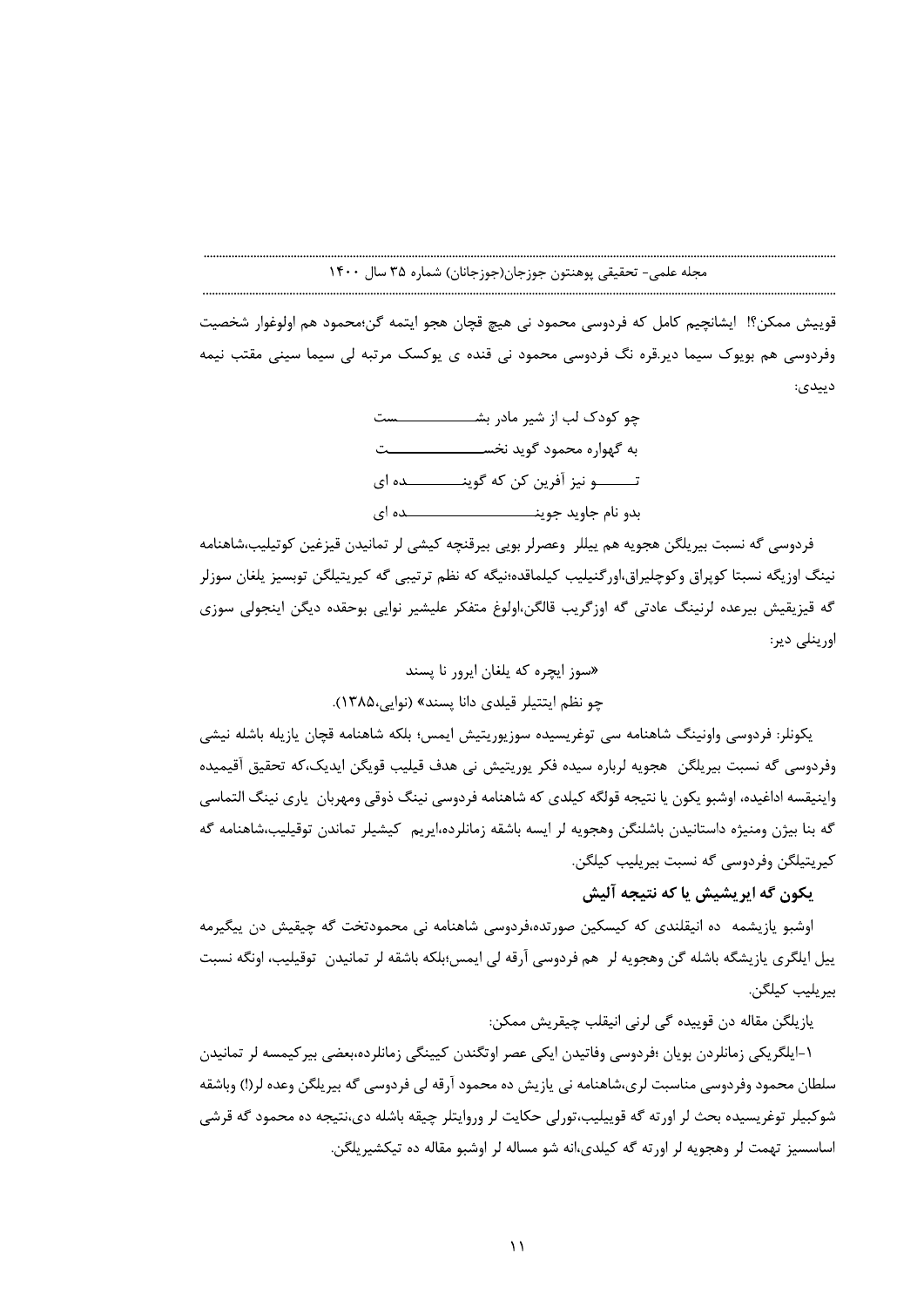قوییش ممکن؟! ایشانچیم کامل که فردوسی محمود نی هیچ قچان هجو ایتمه گن؛محمود هم اولوغوار شخصیت وفردوسی هم بویوک سیما دیر.قره نگ فردوسی محمود نی قنده ی یوکسک مرتبه لی سیما سینی مقتب نیمه دییدی:

چو کودک لب از شیر مادر بشـــــــــــــست

به گهواره محمود گوید نخســـــــــــــــت

تـــــــو نیز آفرین کن که گوینـــــــــده ای

بدو نام جاوید جوینـــــــــــــــــــده ای

فردوسی گه نسبت بیریلگن هجویه هم ییللر وعصرلر بویی بیرقنچه کیشی لر تمانیدن قیزغین کوتیلیب،شاهنامه نینگ اوزیگه نسبتا کوپراق وکوچلیراق،اورگنیلیب کیلماقده؛نیگه که نظم ترتیبی گه کیریتیلگن توبسیز یلغان سوزلر گه قیزیقیش بیرعده لرنینگ عادتی گه اوزگریب قالگن،اولوغ متفکر علیشیر نوایی بوحقده دیگن اینجولی سوزی اورینلی دیر:

«سوز ایچره که یلغان ایرور نا پسند

چو نظم ایتتیلر قیلدی دانا پسند» (نوایی،١٣٨۵).

یکونلر: فردوسی واونینگ شاهنامه سی توغریسیده سوزیوریتیش ایمس؛ بلکه شاهنامه قچان یازیله باشله نیشی وفردوسی گه نسبت بیریلگن هجویه لرباره سیده فکر یوریتیش نی هدف قیلیب قویگن ایدیک،که تحقیق آقیمیده واینیقسه اداغیده، اوشبو یکون یا نتیجه قولگه کیلدی که شاهنامه فردوسی نینگ ذوقی ومهربان یاری نینگ التماسی گه بنا بیژن ومنیژه داستانیدن باشلنگن وهجویه لر ایسه باشقه زمانلرده،ایریم کیشیلر تماندن توقیلیب،شاهنامه گه کیریتیلگن وفردوسی گه نسبت بیریلیب کیلگن.

**یکون گه ایریشیش یا که نتیجه آلیش**

اوشبو یازیشمه ده انیقلندی که کیسکین صورتده،فردوسی شاهنامه نی محمودتخت گه چیقیش دن بیگیرمه ییل ایلگری یازیشگه باشله گن وهجویه لر هم فردوسی آرقه لی ایمس؛بلکه باشقه لر تمانیدن توقیلیب، اونگه نسبت بیریلیب کیلگن.

یازیلگن مقاله دن قوییده گی لرنی انیقلب چیقریش ممکن:

١-ایلگریکی زمانلردن بویان ؛فردوسی وفاتیدن ایکی عصر اوتگندن کیینگی زمانلرده،بعضی بیرکیمسه لر تمانیدن سلطان محمود وفردوسی مناسبت لری،شاهنامه نی یازیش ده محمود آرقه لی فردوسی گه بیریلگن وعده لر(!) وباشقه شوکبیلر توغریسیده بحث لر اورته گه قوییلیب،تورلی حکایت لر وروایتلر چیقه باشله دی،نتیجه ده محمود گه قرشی اساسسیز تهمت لر وهجویه لر اورته گه کیلدی،انه شو مساله لر اوشبو مقاله ده تیکشیریلگن.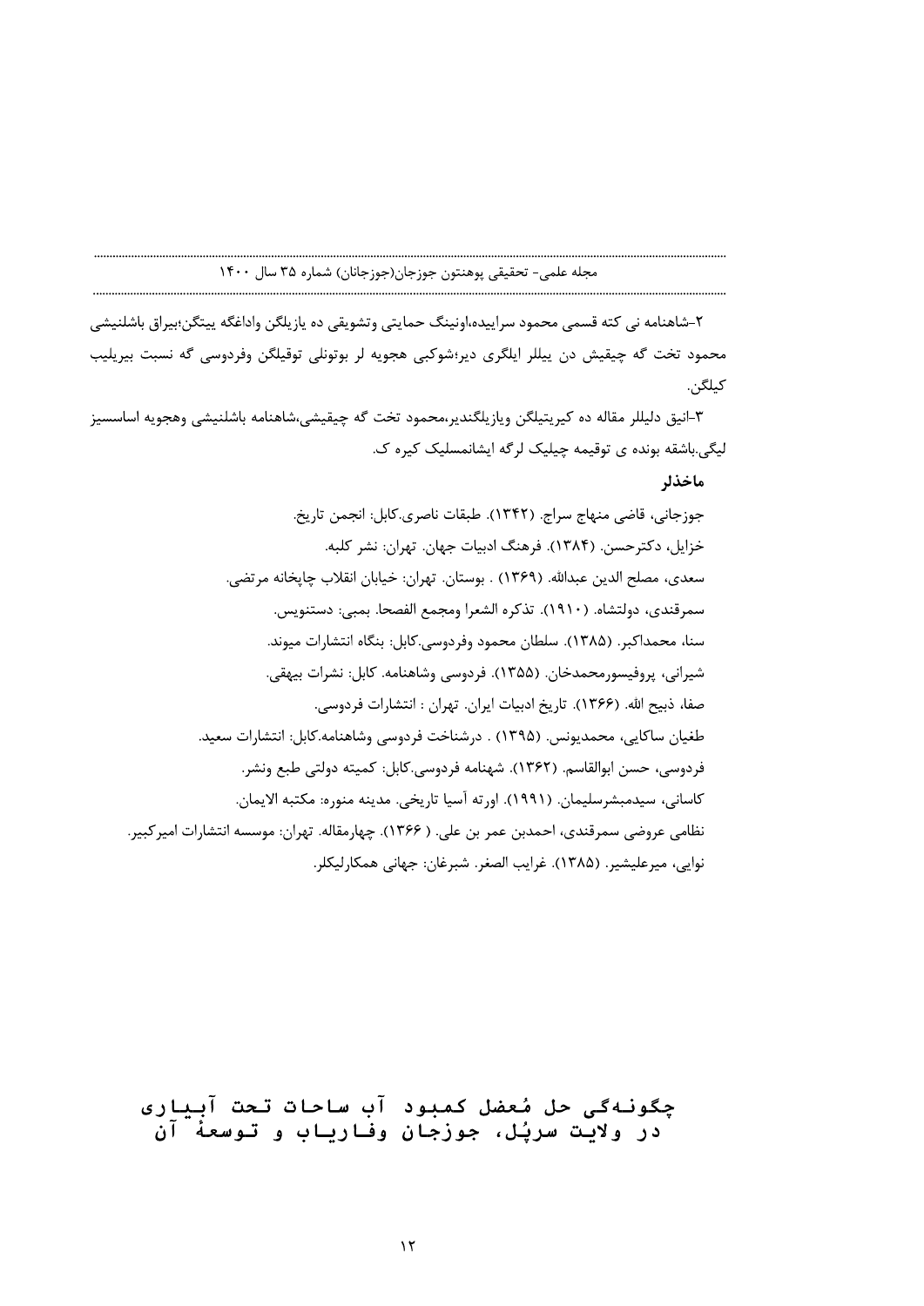۲-شاهنامه نی کته قسمی محمود سراییده،اونینگ حمایتی وتشویقی ده یازیلگن واداغگه ییتگن؛بیراق باشلنیشی محمود تخت گه چیقیش دن ییللر ایلگری دیر؛شوکبی هجویه لر بوتونلی توقیلگن وفردوسی گه نسبت بیریلیب کیلگن.

۳-انیق دلیللر مقاله ده کیریتیلگن ویازیلگندیر،محمود تخت گه چیقیشی،شاهنامه باشلنیشی وهجویه اساسسیز لیگی.باشقه بونده ی توقیمه چیلیک لرگه ایشانمسلیک کیره ک.

### ماخذلر

جوزجانی، قاضی منهاج سراج. (۱۳۴۲). طبقات ناصری.کابل: انجمن تاریخ.

خزایل، دکترحسن. (۱۳۸۴). فرهنگ ادبیات جهان. تهران: نشر کلبه.

سعدی، مصلح الدین عبدالله. (۱۳۶۹) . بوستان. تهران: خیابان انقلاب چاپخانه مرتضی.

سمرقندی، دولتشاه. (۱۹۱۰). تذکره الشعرا ومجمع الفصحا. بمبی: دستنویس.

سنا، محمداکبر. (۱۳۸۵). سلطان محمود وفردوسی.کابل: بنگاه انتشارات میوند.

شیرانی، پروفیسورمحمدخان. (۱۳۵۵). فردوسی وشاهنامه. کابل: نشرات بیهقی.

صفا، ذبیح الله. (۱۳۶۶). تاریخ ادبیات ایران. تهران : انتشارات فردوسی.

طغیان ساکایی، محمدیونس. (۱۳۹۵) . درشناخت فردوسی وشاهنامه.کابل: انتشارات سعید.

فردوسی، حسن ابوالقاسم. (۱۳۶۲). شهنامه فردوسی.کابل: کمیته دولتی طبع ونشر.

کاسانی، سیدمبشرسلیمان. (۱۹۹۱). اورته آسیا تاریخی. مدینه منوره: مکتبه الایمان.

نظامی عروضی سمرقندی، احمدبن عمر بن علی. ( ۱۳۶۶). چهارمقاله. تهران: موسسه انتشارات امیرکبیر.

نوایی، میرعلیشیر. (۱۳۸۵). غرایب الصغر. شبرغان: جهانی همکارلیکلر.

# چگونه‌گی حل مُعضل کمبود آب ساحات تحت آبیاری در ولایت سرپُل، جوزجان وفاریاب و توسعهٔ آن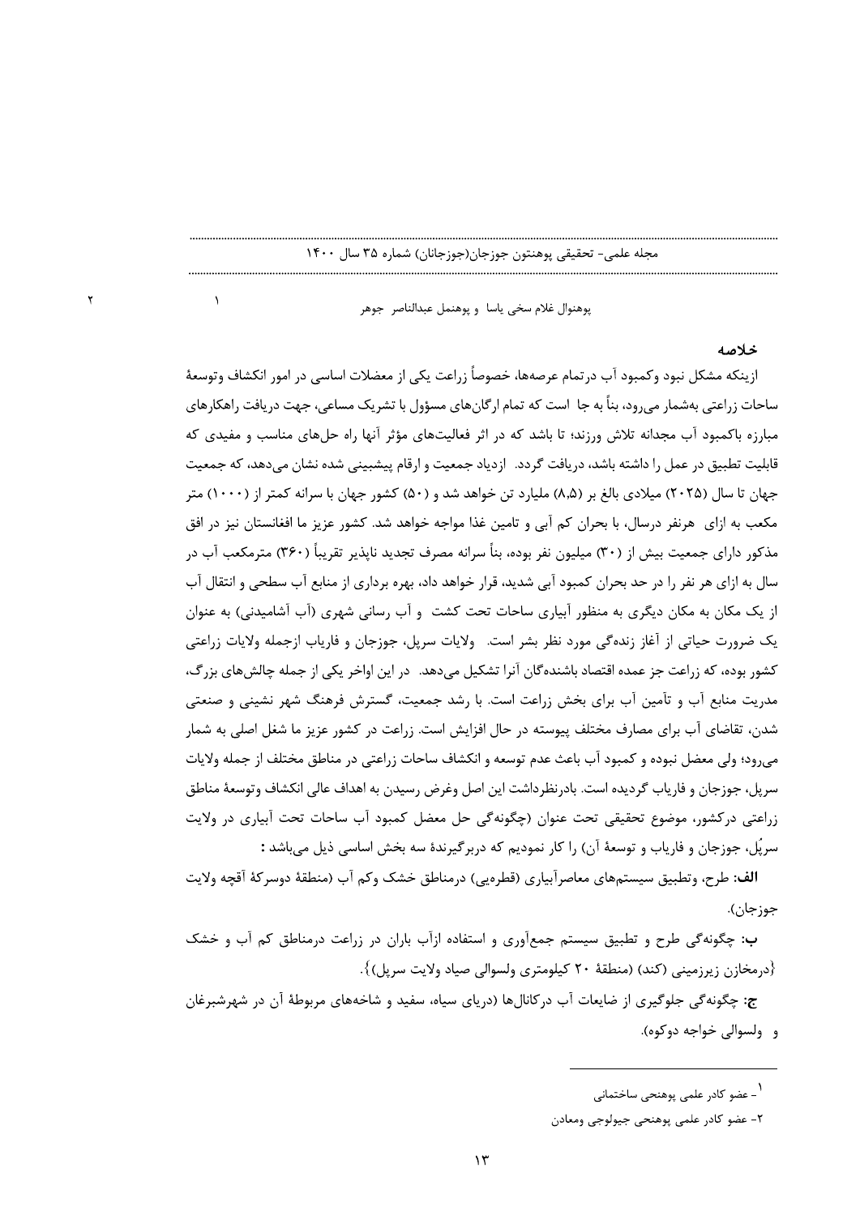پوهنوال غلام سخی یاسا[1] و پوهنمل عبدالناصر جوهر[2]

## خلاصه

ازینکه مشکل نبود وکمبود آب درتمام عرصه‌ها، خصوصاً زراعت یکی از معضلات اساسی در امور انکشاف وتوسعهٔ ساحات زراعتی به‌شمار می‌رود، بناً به جا است که تمام ارگان‌های مسؤول با تشریک مساعی، جهت دریافت راهکارهای مبارزه باکمبود آب مجدانه تلاش ورزند؛ تا باشد که در اثر فعالیت‌های مؤثر آنها راه حل‌های مناسب و مفیدی که قابلیت تطبیق در عمل را داشته باشد، دریافت گردد. ازدیاد جمعیت و ارقام پیشبینی شده نشان می‌دهد، که جمعیت جهان تا سال (۲۰۲۵) میلادی بالغ بر (۸،۵) ملیارد تن خواهد شد و (۵۰) کشور جهان با سرانه کمتر از (۱۰۰۰) متر مکعب به ازای هرنفر درسال، با بحران کم آبی و تامین غذا مواجه خواهد شد. کشور عزیز ما افغانستان نیز در افق مذکور دارای جمعیت بیش از (۳۰) میلیون نفر بوده، بناً سرانه مصرف تجدید ناپذیر تقریباً (۳۶۰) مترمکعب آب در سال به ازای هر نفر را در حد بحران کمبود آبی شدید، قرار خواهد داد، بهره برداری از منابع آب سطحی و انتقال آب از یک مکان به مکان دیگری به منظور آبیاری ساحات تحت کشت و آب رسانی شهری (آب آشامیدنی) به عنوان یک ضرورت حیاتی از آغاز زنده‌گی مورد نظر بشر است. ولایات سرپل، جوزجان و فاریاب ازجمله ولایات زراعتی کشور بوده، که زراعت جز عمده اقتصاد باشنده‌گان آنرا تشکیل می‌دهد. در این اواخر یکی از جمله چالش‌های بزرگ، مدریت منابع آب و تأمین آب برای بخش زراعت است. با رشد جمعیت، گسترش فرهنگ شهر نشینی و صنعتی شدن، تقاضای آب برای مصارف مختلف پیوسته در حال افزایش است. زراعت در کشور عزیز ما شغل اصلی به شمار می‌رود؛ ولی معضل نبوده و کمبود آب باعث عدم توسعه و انکشاف ساحات زراعتی در مناطق مختلف از جمله ولایات سرپل، جوزجان و فاریاب گردیده است. بادرنظرداشت این اصل وغرض رسیدن به اهداف عالی انکشاف وتوسعهٔ مناطق زراعتی درکشور، موضوع تحقیقی تحت عنوان (چگونه‌گی حل معضل کمبود آب ساحات تحت آبیاری در ولایت سرپُل، جوزجان و فاریاب و توسعهٔ آن) را کار نمودیم که دربرگیرندهٔ سه بخش اساسی ذیل می‌باشد :

**الف:** طرح، وتطبیق سیستم‌های معاصرآبیاری (قطره‌یی) درمناطق خشک وکم آب (منطقهٔ دوسرکهٔ آقچه ولایت جوزجان).

**ب:** چگونه‌گی طرح و تطبیق سیستم جمع‌آوری و استفاده ازآب باران در زراعت درمناطق کم آب و خشک {درمخازن زیرزمینی (کند) (منطقهٔ ۲۰ کیلومتری ولسوالی صیاد ولایت سرپل)}.

**ج:** چگونه‌گی جلوگیری از ضایعات آب درکانال‌ها (دریای سیاه، سفید و شاخه‌های مربوطهٔ آن در شهرشبرغان و ولسوالی خواجه دوکوه).

---

[1] - عضو کادر علمی پوهنحی ساختمانی

[2] - عضو کادر علمی پوهنحی جیولوجی ومعادن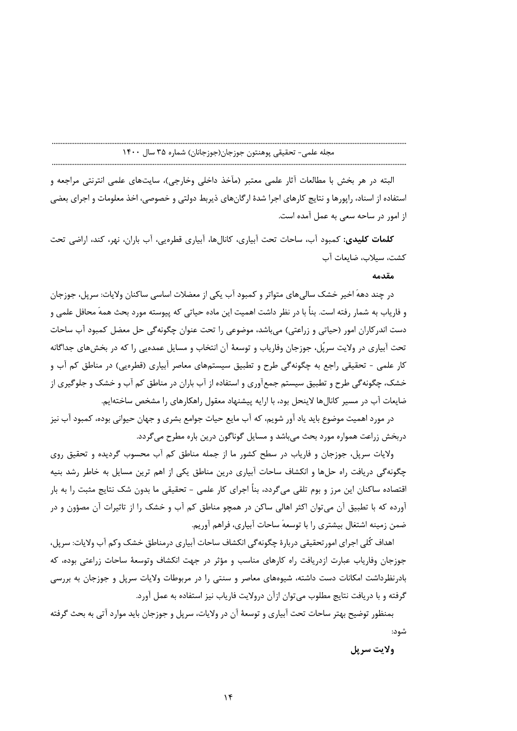البته در هر بخش با مطالعات آثار علمی معتبر (مآخذ داخلی وخارجی)، سایت‌های علمی انترنتی مراجعه و استفاده از اسناد، راپورها و نتایج کارهای اجرا شدهٔ ارگان‌های ذیربط دولتی و خصوصی، اخذ معلومات و اجرای بعضی از امور در ساحه سعی به عمل آمده است.

**کلمات کلیدی:** کمبود آب، ساحات تحت آبیاری، کانال‌ها، آبیاری قطره‌یی، آب باران، نهر، کند، اراضی تحت کشت، سیلاب، ضایعات آب

**مقدمه**

در چند دههٔ اخیر خشک سالی‌های متواتر و کمبود آب یکی از معضلات اساسی ساکنان ولایات: سرپل، جوزجان و فاریاب به شمار رفته است. بناً با در نظر داشت اهمیت این ماده حیاتی که پیوسته مورد بحث همهٔ محافل علمی و دست اندرکاران امور (حیاتی و زراعتی) می‌باشد، موضوعی را تحت عنوان چگونه‌گی حل معضل کمبود آب ساحات تحت آبیاری در ولایت سرپُل، جوزجان وفاریاب و توسعهٔ آن انتخاب و مسایل عمده‌یی را که در بخش‌های جداگانه کار علمی - تحقیقی راجع به چگونه‌گی طرح و تطبیق سیستم‌های معاصر آبیاری (قطره‌یی) در مناطق کم آب و خشک، چگونه‌گی طرح و تطبیق سیستم جمع‌آوری و استفاده از آب باران در مناطق کم آب و خشک و جلوگیری از ضایعات آب در مسیر کانال‌ها لاینحل بود، با ارایه پیشنهاد معقول راهکارهای را مشخص ساخته‌ایم.

در مورد اهمیت موضوع باید یاد آور شویم، که آب مایع حیات جوامع بشری و جهان حیوانی بوده، کمبود آب نیز دربخش زراعت همواره مورد بحث می‌باشد و مسایل گوناگون درین باره مطرح می‌گردد.

ولایات سرپل، جوزجان و فاریاب در سطح کشور ما از جمله مناطق کم آب محسوب گردیده و تحقیق روی چگونه‌گی دریافت راه حل‌ها و انکشاف ساحات آبیاری درین مناطق یکی از اهم ترین مسایل به خاطر رشد بنیه اقتصاده ساکنان این مرز و بوم تلقی می‌گردد، بناً اجرای کار علمی - تحقیقی ما بدون شک نتایج مثبت را به بار آورده که با تطبیق آن می‌توان اکثر اهالی ساکن در همچو مناطق کم آب و خشک را از تاثیرات آن مصؤون و در ضمن زمینه اشتغال بیشتری را با توسعهٔ ساحات آبیاری، فراهم آوریم.

اهداف کُلی اجرای امورتحقیقی دربارهٔ چگونه‌گی انکشاف ساحات آبیاری درمناطق خشک وکم آب ولایات: سرپل، جوزجان وفاریاب عبارت ازدریافت راه کارهای مناسب و مؤثر در جهت انکشاف وتوسعهٔ ساحات زراعتی بوده، که بادرنظرداشت امکانات دست داشته، شیوه‌های معاصر و سنتی را در مربوطات ولایات سرپل و جوزجان به بررسی گرفته و با دریافت نتایج مطلوب می‌توان ازآن درولایت فاریاب نیز استفاده به عمل آورد.

بمنظور توضیح بهتر ساحات تحت آبیاری و توسعهٔ آن در ولایات، سرپل و جوزجان باید موارد آتی به بحث گرفته شود:

**ولایت سرپل**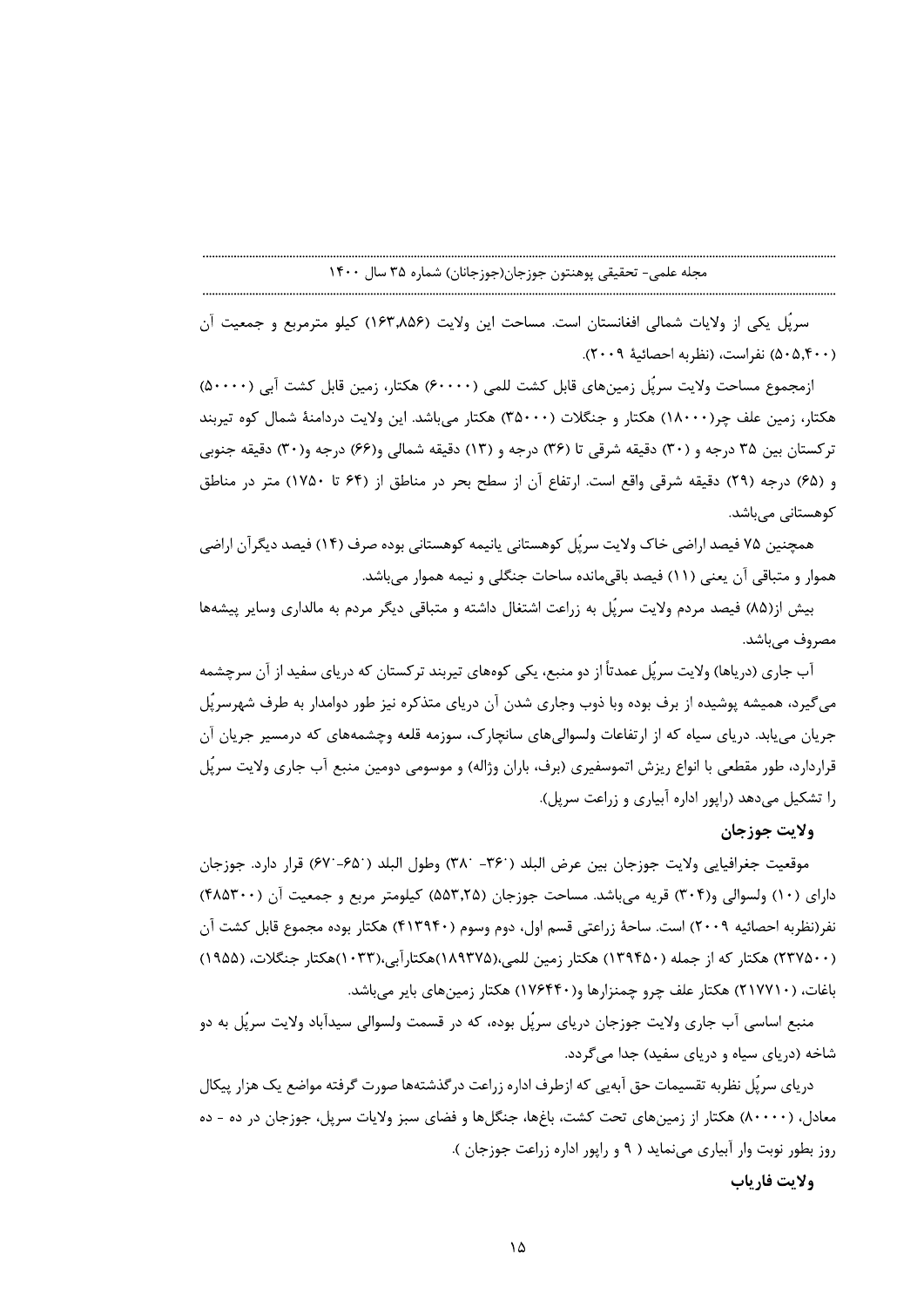سرپُل یکی از ولایات شمالی افغانستان است. مساحت این ولایت (۱۶۳,۸۵۶) کیلو مترمربع و جمعیت آن (۵۰۵,۴۰۰) نفراست، (نظربه احصائیهٔ ۲۰۰۹).

ازمجموع مساحت ولایت سرپُل زمین‌های قابل کشت للمی (۶۰۰۰۰) هکتار، زمین قابل کشت آبی (۵۰۰۰۰) هکتار، زمین علف چر(۱۸۰۰۰) هکتار و جنگلات (۳۵۰۰۰) هکتار می‌باشد. این ولایت دردامنهٔ شمال کوه تیربند ترکستان بین ۳۵ درجه و (۳۰) دقیقه شرقی تا (۳۶) درجه و (۱۳) دقیقه شمالی و(۶۶) درجه و(۳۰) دقیقه جنوبی و (۶۵) درجه (۲۹) دقیقه شرقی واقع است. ارتفاع آن از سطح بحر در مناطق از (۶۴ تا ۱۷۵۰) متر در مناطق کوهستانی می‌باشد.

همچنین ۷۵ فیصد اراضی خاک ولایت سرپُل کوهستانی یانیمه کوهستانی بوده صرف (۱۴) فیصد دیگرآن اراضی هموار و متباقی آن یعنی (۱۱) فیصد باقی‌مانده ساحات جنگلی و نیمه هموار می‌باشد.

بیش از(۸۵) فیصد مردم ولایت سرپُل به زراعت اشتغال داشته و متباقی دیگر مردم به مالداری وسایر پیشه‌ها مصروف می‌باشد.

آب جاری (دریاها) ولایت سرپُل عمدتاً از دو منبع، یکی کوه‌های تیربند ترکستان که دریای سفید از آن سرچشمه می‌گیرد، همیشه پوشیده از برف بوده وبا ذوب وجاری شدن آن دریای متذکره نیز طور دوامدار به طرف شهرسرپُل جریان می‌یابد. دریای سیاه که از ارتفاعات ولسوالی‌های سانچارک، سوزمه قلعه وچشمه‌های که درمسیر جریان آن قراردارد، طور مقطعی با انواع ریزش اتموسفیری (برف، باران وژاله) و موسومی دومین منبع آب جاری ولایت سرپُل را تشکیل می‌دهد (راپور اداره آبیاری و زراعت سرپل).

**ولایت جوزجان**

موقعیت جغرافیایی ولایت جوزجان بین عرض البلد (۳۶ْ- ۳۸ْ) وطول البلد (۶۵ْ-۶۷ْ) قرار دارد. جوزجان دارای (۱۰) ولسوالی و(۳۰۴) قریه می‌باشد. مساحت جوزجان (۵۵۳,۲۵) کیلومتر مربع و جمعیت آن (۴۸۵۳۰۰) نفر(نظربه احصائیه ۲۰۰۹) است. ساحهٔ زراعتی قسم اول، دوم وسوم (۴۱۳۹۴۰) هکتار بوده مجموع قابل کشت آن (۲۳۷۵۰۰) هکتار که از جمله (۱۳۹۴۵۰) هکتار زمین للمی،(۱۸۹۳۷۵)هکتارآبی،(۱۰۳۳)هکتار جنگلات، (۱۹۵۵) باغات، (۲۱۷۷۱۰) هکتار علف چرو چمنزارها و(۱۷۶۴۴۰) هکتار زمین‌های بایر می‌باشد.

منبع اساسی آب جاری ولایت جوزجان دریای سرپُل بوده، که در قسمت ولسوالی سیدآباد ولایت سرپُل به دو شاخه (دریای سیاه و دریای سفید) جدا می‌گردد.

دریای سرپُل نظربه تقسیمات حق آبه‌یی که ازطرف اداره زراعت درگذشته‌ها صورت گرفته مواضع یک هزار پیکال معادل، (۸۰۰۰۰) هکتار از زمین‌های تحت کشت، باغ‌ها، جنگل‌ها و فضای سبز ولایات سرپل، جوزجان در ده - ده روز بطور نوبت وار آبیاری می‌نماید ( ۹ و راپور اداره زراعت جوزجان ).

**ولایت فاریاب**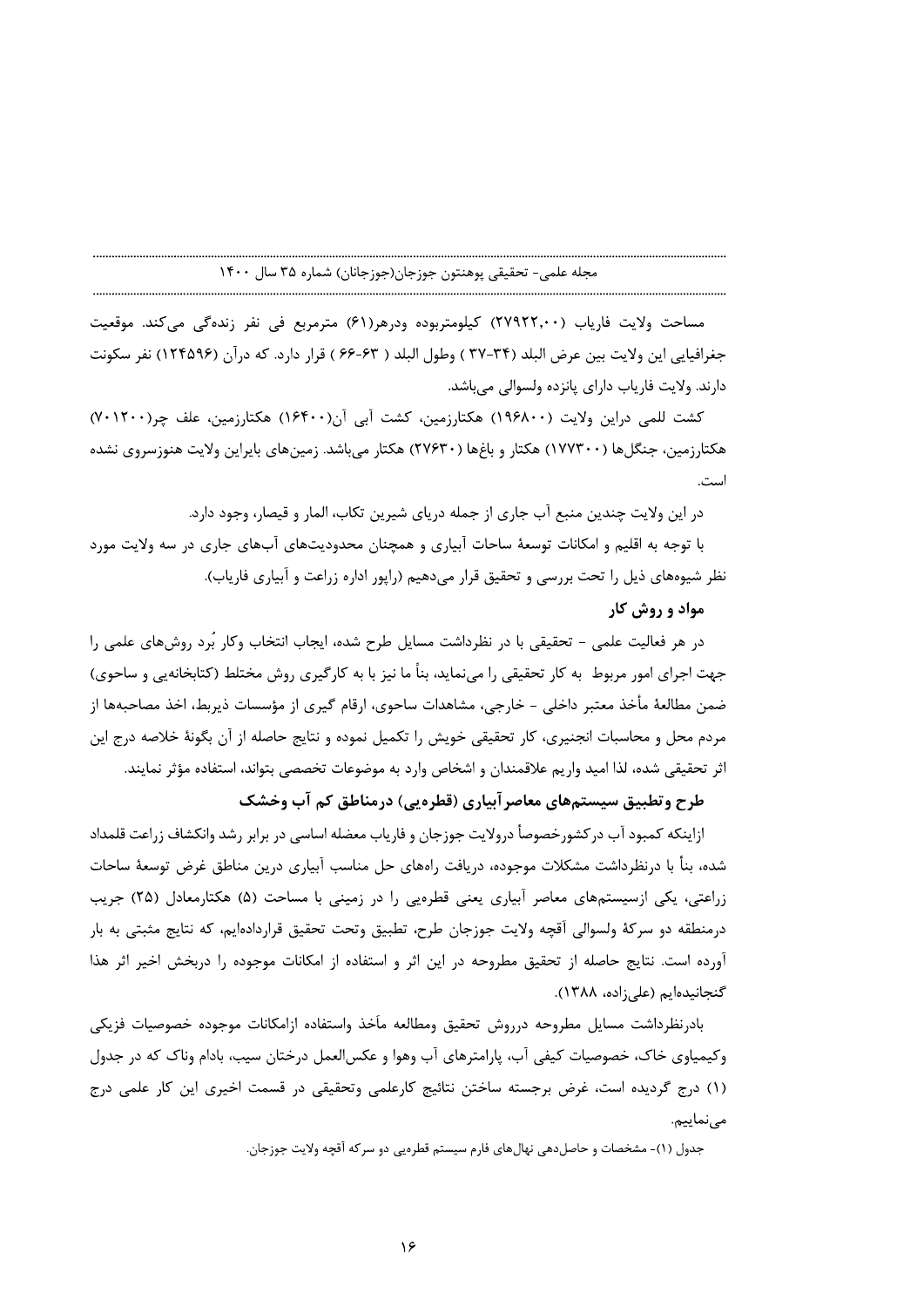مساحت ولایت فاریاب (۲۷۹۲۲,۰۰) کیلومتربوده ودرهر(۶۱) مترمربع فی نفر زنده‌گی می‌کند. موقعیت جغرافیایی این ولایت بین عرض البلد (۳۴-۳۷ ) وطول البلد ( ۶۳-۶۶ ) قرار دارد. که درآن (۱۲۴۵۹۶) نفر سکونت دارند. ولایت فاریاب دارای پانزده ولسوالی می‌باشد.

کشت للمی دراین ولایت (۱۹۶۸۰۰) هکتارزمین، کشت آبی آن(۱۶۴۰۰) هکتارزمین، علف چر(۷۰۱۲۰۰) هکتارزمین، جنگل‌ها (۱۷۷۳۰۰) هکتار و باغ‌ها (۲۷۶۳۰) هکتار می‌باشد. زمین‌های بایراین ولایت هنوزسروی نشده است.

در این ولایت چندین منبع آب جاری از جمله دریای شیرین تکاب، الماِر و قیصار، وجود دارد.

با توجه به اقلیم و امکانات توسعهٔ ساحات آبیاری و همچنان محدودیت‌های آب‌های جاری در سه ولایت مورد نظر شیوه‌های ذیل را تحت بررسی و تحقیق قرار می‌دهیم (راپور اداره زراعت و آبیاری فاریاب).

## مواد و روش کار

در هر فعالیت علمی - تحقیقی با در نظرداشت مسایل طرح شده، ایجاب انتخاب وکار بُرد روش‌های علمی را جهت اجرای امور مربوط به کار تحقیقی را می‌نماید، بناً ما نیز با به کارگیری روش مختلط (کتابخانه‌یی و ساحوی) ضمن مطالعهٔ مأخذ معتبر داخلی - خارجی، مشاهدات ساحوی، ارقام گیری از مؤسسات ذیربط، اخذ مصاحبه‌ها از مردم محل و محاسبات انجنیری، کار تحقیقی خویش را تکمیل نموده و نتایج حاصله از آن بگونهٔ خلاصه درج این اثر تحقیقی شده، لذا امید واریم علاقمندان و اشخاص وارد به موضوعات تخصصی بتواند، استفاده مؤثر نمایند.

### طرح وتطبیق سیستم‌های معاصرآبیاری (قطره‌یی) درمناطق کم آب وخشک

ازاینکه کمبود آب درکشورخصوصاً درولایت جوزجان و فاریاب معضله اساسی در برابر رشد وانکشاف زراعت قلمداد شده، بنأ با درنظرداشت مشکلات موجوده، دریافت راه‌های حل مناسب آبیاری درین مناطق غرض توسعهٔ ساحات زراعتی، یکی ازسیستم‌های معاصر آبیاری یعنی قطره‌یی را در زمینی با مساحت (۵) هکتارمعادل (۲۵) جریب درمنطقه دو سرکهٔ ولسوالی آقچه ولایت جوزجان طرح، تطبیق وتحت تحقیق قرارداده‌ایم، که نتایج مثبتی به بار آورده است. نتایج حاصله از تحقیق مطروحه در این اثر و استفاده از امکانات موجوده را دربخش اخیر اثر هذا گنجانیده‌ایم (علی‌زاده، ۱۳۸۸).

بادرنظرداشت مسایل مطروحه درروش تحقیق ومطالعه مآخذ واستفاده ازامکانات موجوده خصوصیات فزیکی وکیمیاوی خاک، خصوصیات کیفی آب، پارامترهای آب وهوا و عکس‌العمل درختان سیب، بادام وناک که در جدول (۱) درج گردیده است، غرض برجسته ساختن نتائیج کارعلمی وتحقیقی در قسمت اخیری این کار علمی درج می‌نماییم.

جدول (۱)- مشخصات و حاصل‌دهی نهال‌های فارم سیستم قطره‌یی دو سرکه آقچه ولایت جوزجان.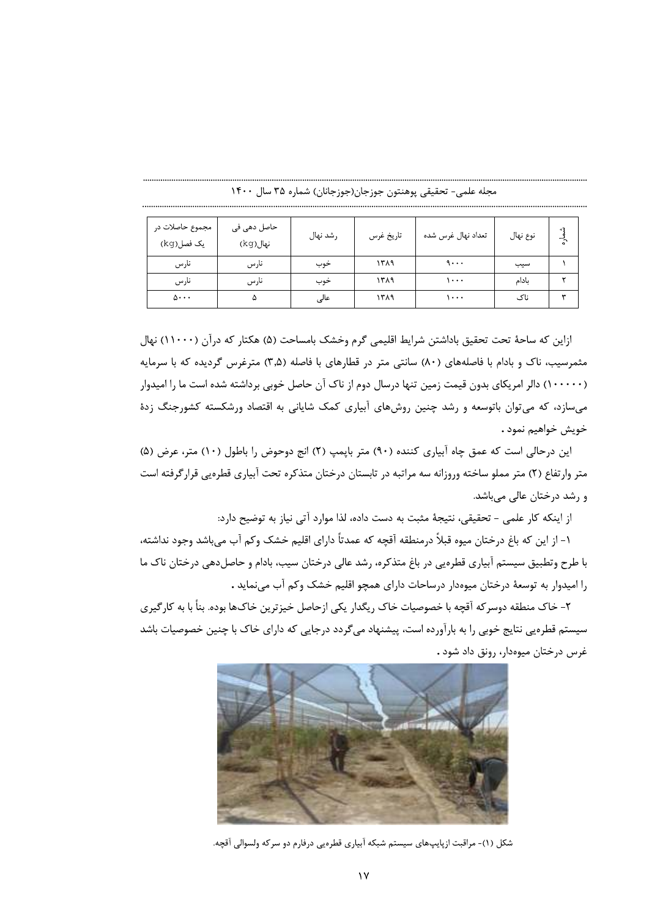| شماره | نوع نهال | تعداد نهال غرس شده | تاریخ غرس | رشد نهال | حاصل دهی فی نهال(kg) | مجموع حاصلات در یک فصل(kg) |
|---|---|---|---|---|---|---|
| ۱ | سیب | ۹۰۰۰ | ۱۳۸۹ | خوب | نارس | نارس |
| ۲ | بادام | ۱۰۰۰ | ۱۳۸۹ | خوب | نارس | نارس |
| ۳ | ناک | ۱۰۰۰ | ۱۳۸۹ | عالی | ۵ | ۵۰۰۰ |

ازاین که ساحهٔ تحت تحقیق باداشتن شرایط اقلیمی گرم وخشک بامساحت (۵) هکتار که درآن (۱۱۰۰۰) نهال مثمرسیب، ناک و بادام با فاصله‌های (۸۰) سانتی متر در قطارهای با فاصله (۳,۵) مترغرس گردیده که با سرمایه (۱۰۰۰۰۰) دالر امریکای بدون قیمت زمین تنها درسال دوم از ناک آن حاصل خوبی برداشته شده است ما را امیدوار می‌سازد، که می‌توان باتوسعه و رشد چنین روش‌های آبیاری کمک شایانی به اقتصاد ورشکسته کشورجنگ زدهٔ خویش خواهیم نمود .

این درحالی است که عمق چاه آبیاری کننده (۹۰) متر باپمپ (۲) انچ دوحوض را باطول (۱۰) متر، عرض (۵) متر وارتفاع (۲) متر مملو ساخته وروزانه سه مراتبه در تابستان درختان متذکره تحت آبیاری قطره‌یی قرارگرفته است و رشد درختان عالی می‌باشد.

از اینکه کار علمی - تحقیقی، نتیجهٔ مثبت به دست داده، لذا موارد آتی نیاز به توضیح دارد:

۱- از این که باغ درختان میوه قبلاً درمنطقه آقچه که عمدتاً دارای اقلیم خشک وکم آب می‌باشد وجود نداشته، با طرح وتطبیق سیستم آبیاری قطره‌یی در باغ متذکره، رشد عالی درختان سیب، بادام و حاصل‌دهی درختان ناک ما را امیدوار به توسعهٔ درختان میوه‌دار درساحات دارای همچو اقلیم خشک وکم آب می‌نماید .

۲- خاک منطقه دوسرکه آقچه با خصوصیات خاک ریگدار یکی ازحاصل خیزترین خاک‌ها بوده. بناً با به کارگیری سیستم قطره‌یی نتایج خوبی را به بارآورده است، پیشنهاد می‌گردد درجایی که دارای خاک با چنین خصوصیات باشد غرس درختان میوه‌دار، رونق داد شود .

شکل (۱)- مراقبت ازپایپ‌های سیستم شبکه آبیاری قطره‌یی درفارم دو سرکه ولسوالی آقچه.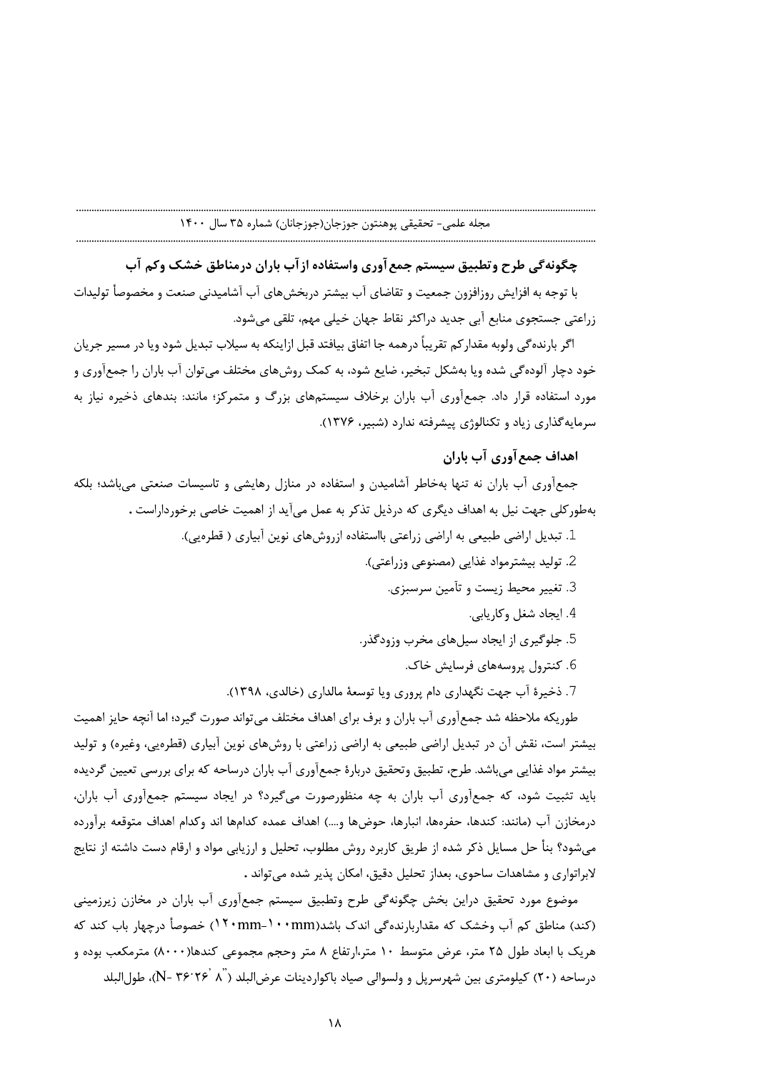## چگونه‌گی طرح وتطبیق سیستم جمع‌آوری واستفاده ازآب باران درمناطق خشک وکم آب

با توجه به افزایش روزافزون جمعیت و تقاضای آب بیشتر دربخش‌های آب آشامیدنی صنعت و مخصوصاً تولیدات زراعتی جستجوی منابع آبی جدید دراکثر نقاط جهان خیلی مهم، تلقی می‌شود.

اگر بارنده‌گی ولوبه مقدارکم تقریباً درهمه جا اتفاق بیافتد قبل ازاینکه به سیلاب تبدیل شود ویا در مسیر جریان خود دچار آلوده‌گی شده ویا به‌شکل تبخیر، ضایع شود، به کمک روش‌های مختلف می‌توان آب باران را جمع‌آوری و مورد استفاده قرار داد. جمع‌آوری آب باران برخلاف سیستم‌های بزرگ و متمرکز؛ مانند: بندهای ذخیره نیاز به سرمایه‌گذاری زیاد و تکنالوژی پیشرفته ندارد (شبیر، ۱۳۷۶).

### اهداف جمع‌آوری آب باران

جمع‌آوری آب باران نه تنها به‌خاطر آشامیدن و استفاده در منازل رهایشی و تاسیسات صنعتی می‌باشد؛ بلکه به‌طورکلی جهت نیل به اهداف دیگری که درذیل تذکر به عمل می‌آید از اهمیت خاصی برخورداراست.

1. تبدیل اراضی طبیعی به اراضی زراعتی بااستفاده ازروش‌های نوین آبیاری ( قطره‌یی).
2. تولید بیشترمواد غذایی (مصنوعی وزراعتی).
3. تغییر محیط زیست و تأمین سرسبزی.
4. ایجاد شغل وکاریابی.
5. جلوگیری از ایجاد سیل‌های مخرب وزودگذر.
6. کنترول پروسه‌های فرسایش خاک.
7. ذخیرهٔ آب جهت نگهداری دام پروری ویا توسعهٔ مالداری (خالدی، ۱۳۹۸).

طوریکه ملاحظه شد جمع‌آوری آب باران و برف برای اهداف مختلف می‌تواند صورت گیرد؛ اما آنچه حایز اهمیت بیشتر است، نقش آن در تبدیل اراضی طبیعی به اراضی زراعتی با روش‌های نوین آبیاری (قطره‌یی، وغیره) و تولید بیشتر مواد غذایی می‌باشد. طرح، تطبیق وتحقیق دربارهٔ جمع‌آوری آب باران درساحه که برای بررسی تعیین گردیده باید تثبیت شود، که جمع‌آوری آب باران به چه منظورصورت می‌گیرد؟ در ایجاد سیستم جمع‌آوری آب باران، درمخازن آب (مانند: کندها، حفره‌ها، انبارها، حوض‌ها و....) اهداف عمده کدام‌ها اند وکدام اهداف متوقعه برآورده می‌شود؟ بنأ حل مسایل ذکر شده از طریق کاربرد روش مطلوب، تحلیل و ارزیابی مواد و ارقام دست داشته از نتایج لابراتواری و مشاهدات ساحوی، بعداز تحلیل دقیق، امکان پذیر شده می‌تواند.

موضوع مورد تحقیق دراین بخش چگونه‌گی طرح وتطبیق سیستم جمع‌آوری آب باران در مخازن زیرزمینی (کند) مناطق کم آب وخشک که مقداربارنده‌گی اندک باشد(۱۰۰mm-۱۲۰mm) خصوصاً درچهار باب کند که هریک با ابعاد طول ۲۵ متر، عرض متوسط ۱۰ متر،ارتفاع ۸ متر وحجم مجموعی کندها(۸۰۰۰) مترمکعب بوده و درساحه (۲۰) کیلومتری بین شهرسرپل و ولسوالی صیاد باکواردینات عرض‌البلد ("۸ '۲۶°۳۶ -N)، طول‌البلد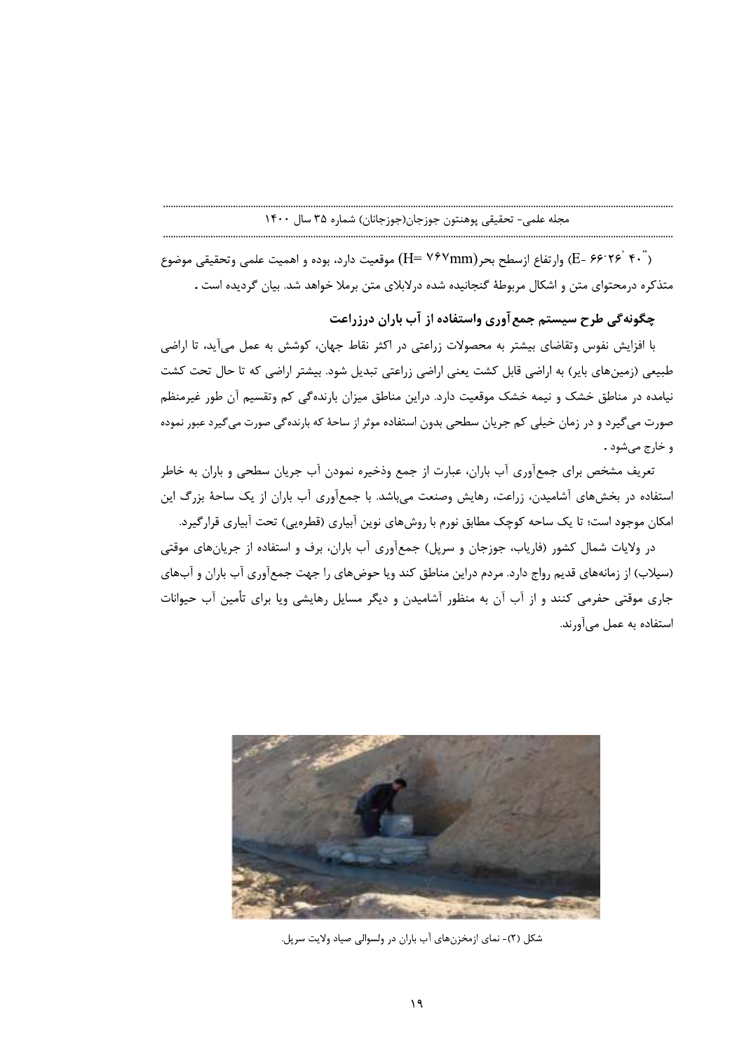("۴۰ ' ۲۶ ۶۶ -E) وارتفاع ازسطح بحر(H= ۷۶۷mm) موقعیت دارد، بوده و اهمیت علمی وتحقیقی موضوع متذکره درمحتوای متن و اشکال مربوطهٔ گنجانیده شده درلابلای متن برملا خواهد شد. بیان گردیده است .

**چگونه‌گی طرح سیستم جمع‌آوری واستفاده از آب باران درزراعت**

با افزایش نفوس وتقاضای بیشتر به محصولات زراعتی در اکثر نقاط جهان، کوشش به عمل می‌آید، تا اراضی طبیعی (زمین‌های بایر) به اراضی قابل کشت یعنی اراضی زراعتی تبدیل شود. بیشتر اراضی که تا حال تحت کشت نیامده در مناطق خشک و نیمه خشک موقعیت دارد. دراین مناطق میزان بارنده‌گی کم وتقسیم آن طور غیرمنظم صورت می‌گیرد و در زمان خیلی کم جریان سطحی بدون استفاده موثر از ساحهٔ که بارنده‌گی صورت می‌گیرد عبور نموده و خارج می‌شود .

تعریف مشخص برای جمع‌آوری آب باران، عبارت از جمع وذخیره نمودن آب جریان سطحی و باران به خاطر استفاده در بخش‌های آشامیدن، زراعت، رهایش وصنعت می‌باشد. با جمع‌آوری آب باران از یک ساحهٔ بزرگ این امکان موجود است؛ تا یک ساحه کوچک مطابق نورم با روش‌های نوین آبیاری (قطره‌یی) تحت آبیاری قرارگیرد.

در ولایات شمال کشور (فاریاب، جوزجان و سرپل) جمع‌آوری آب باران، برف و استفاده از جریان‌های موقتی (سیلاب) از زمانه‌های قدیم رواج دارد. مردم دراین مناطق کند ویا حوض‌های را جهت جمع‌آوری آب باران و آب‌های جاری موقتی حفرمی کنند و از آب آن به منظور آشامیدن و دیگر مسایل رهایشی ویا برای تأمین آب حیوانات استفاده به عمل می‌آورند.

شکل (۲)- نمای ازمخزن‌های آب باران در ولسوالی صیاد ولایت سرپل.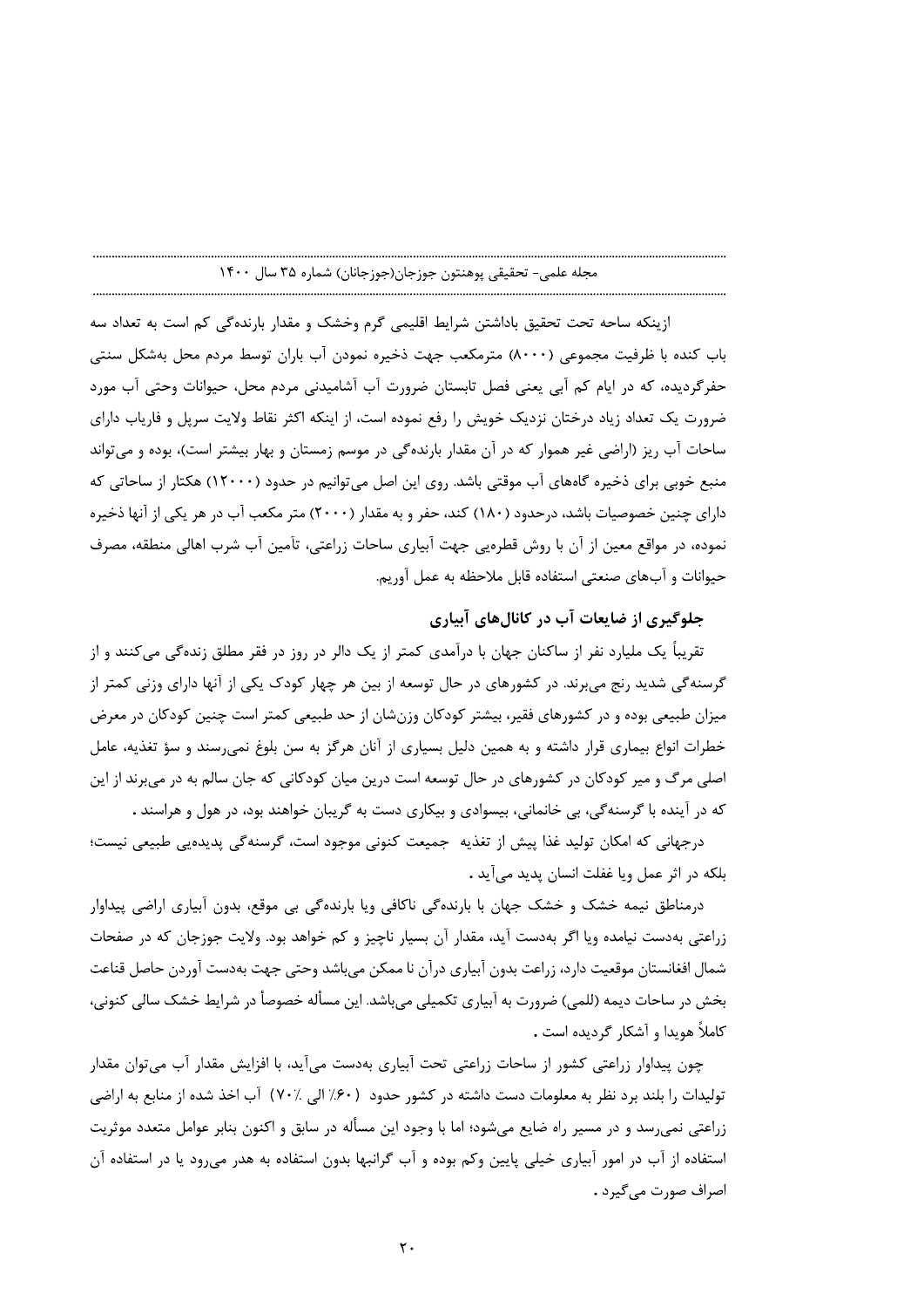ازینکه ساحه تحت تحقیق باداشتن شرایط اقلیمی گرم وخشک و مقدار بارنده‌گی کم است به تعداد سه باب کنده با ظرفیت مجموعی (۸۰۰۰) مترمکعب جهت ذخیره نمودن آب باران توسط مردم محل به‌شکل سنتی حفرگردیده، که در ایام کم آبی یعنی فصل تابستان ضرورت آب آشامیدنی مردم محل، حیوانات وحتی آب مورد ضرورت یک تعداد زیاد درختان نزدیک خویش را رفع نموده است، از اینکه اکثر نقاط ولایت سرپل و فاریاب دارای ساحات آب ریز (اراضی غیر هموار که در آن مقدار بارنده‌گی در موسم زمستان و بهار بیشتر است)، بوده و می‌تواند منبع خوبی برای ذخیره گاه‌های آب موقتی باشد. روی این اصل می‌توانیم در حدود (۱۲۰۰۰) هکتار از ساحاتی که دارای چنین خصوصیات باشد، درحدود (۱۸۰) کند، حفر و به مقدار (۲۰۰۰) متر مکعب آب در هر یکی از آنها ذخیره نموده، در مواقع معین از آن با روش قطره‌یی جهت آبیاری ساحات زراعتی، تآمین آب شرب اهالی منطقه، مصرف حیوانات و آب‌های صنعتی استفاده قابل ملاحظه به عمل آوریم.

### جلوگیری از ضایعات آب در کانال‌های آبیاری

تقریباً یک ملیارد نفر از ساکنان جهان با درآمدی کمتر از یک دالر در روز در فقر مطلق زنده‌گی می‌کنند و از گرسنه‌گی شدید رنج می‌برند. در کشورهای در حال توسعه از بین هر چهار کودک یکی از آنها دارای وزنی کمتر از میزان طبیعی بوده و در کشورهای فقیر، بیشتر کودکان وزن‌شان از حد طبیعی کمتر است چنین کودکان در معرض خطرات انواع بیماری قرار داشته و به همین دلیل بسیاری از آنان هرگز به سن بلوغ نمی‌رسند و سؤ تغذیه، عامل اصلی مرگ و میر کودکان در کشورهای در حال توسعه است درین میان کودکانی که جان سالم به در می‌برند از این که در آینده با گرسنه‌گی، بی خانمانی، بیسوادی و بیکاری دست به گریبان خواهند بود، در هول و هراسند .

درجهانی که امکان تولید غذا پیش از تغذیه جمیعت کنونی موجود است، گرسنه‌گی پدیده‌یی طبیعی نیست؛ بلکه در اثر عمل ویا غفلت انسان پدید می‌آید .

درمناطق نیمه خشک و خشک جهان با بارنده‌گی ناکافی ویا بارنده‌گی بی موقع، بدون آبیاری اراضی پیداوار زراعتی به‌دست نیامده ویا اگر به‌دست آید، مقدار آن بسیار ناچیز و کم خواهد بود. ولایت جوزجان که در صفحات شمال افغانستان موقعیت دارد، زراعت بدون آبیاری درآن نا ممکن می‌باشد وحتی جهت به‌دست آوردن حاصل قناعت بخش در ساحات دیمه (للمی) ضرورت به آبیاری تکمیلی می‌باشد. این مسأله خصوصاً در شرایط خشک سالی کنونی، کاملاً هویدا و آشکار گردیده است .

چون پیداوار زراعتی کشور از ساحات زراعتی تحت آبیاری به‌دست می‌آید، با افزایش مقدار آب می‌توان مقدار تولیدات را بلند برد نظر به معلومات دست داشته در کشور حدود (۶۰٪ الی ۷۰٪) آب اخذ شده از منابع به اراضی زراعتی نمی‌رسد و در مسیر راه ضایع می‌شود؛ اما با وجود این مسأله در سابق و اکنون بنابر عوامل متعدد موثریت استفاده از آب در امور آبیاری خیلی پایین وکم بوده و آب گرانبها بدون استفاده به هدر می‌رود یا در استفاده آن اصراف صورت می‌گیرد .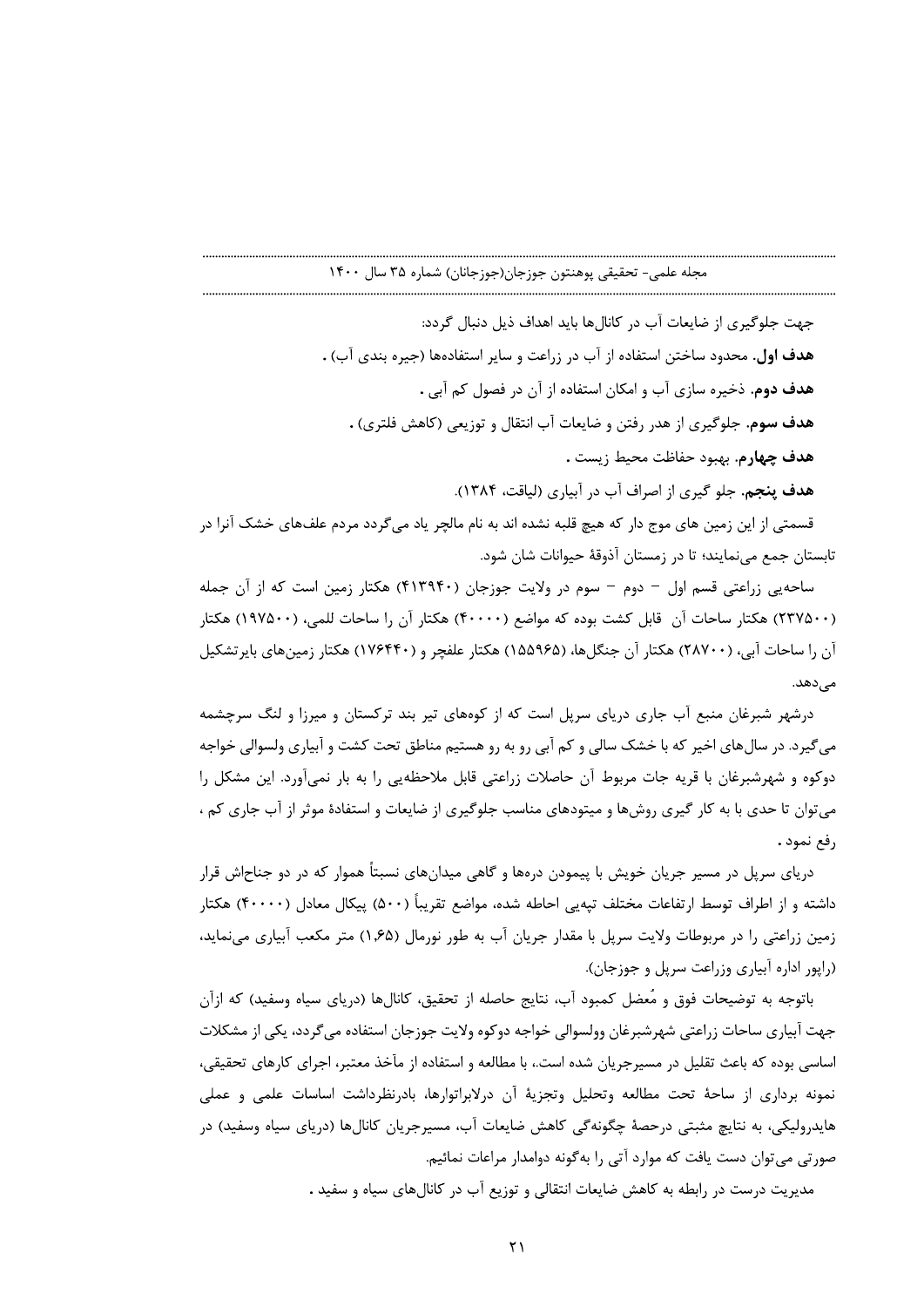جهت جلوگیری از ضایعات آب در کانال‌ها باید اهداف ذیل دنبال گردد:

**هدف اول**. محدود ساختن استفاده از آب در زراعت و سایر استفاده‌ها (جیره بندی آب) .

**هدف دوم**. ذخیره سازی آب و امکان استفاده از آن در فصول کم آبی .

**هدف سوم**. جلوگیری از هدر رفتن و ضایعات آب انتقال و توزیعی (کاهش فلتری) .

**هدف چهارم**. بهبود حفاظت محیط زیست .

**هدف پنجم**. جلو گیری از اصراف آب در آبیاری (لیاقت، ۱۳۸۴).

قسمتی از این زمین های موج دار که هیچ قلبه نشده اند به نام مالچر یاد می‌گردد مردم علف‌های خشک آنرا در تابستان جمع می‌نمایند؛ تا در زمستان آذوقهٔ حیوانات شان شود.

ساحه‌یی زراعتی قسم اول – دوم – سوم در ولایت جوزجان (۴۱۳۹۴۰) هکتار زمین است که از آن جمله (۲۳۷۵۰۰) هکتار ساحات آن قابل کشت بوده که مواضع (۴۰۰۰۰) هکتار آن را ساحات للمی، (۱۹۷۵۰۰) هکتار آن را ساحات آبی، (۲۸۷۰۰) هکتار آن جنگل‌ها، (۱۵۵۹۶۵) هکتار علفچر و (۱۷۶۴۴۰) هکتار زمین‌های بایرتشکیل می‌دهد.

درشهر شبرغان منبع آب جاری دریای سرپل است که از کوه‌های تیر بند ترکستان و میرزا و لنگ سرچشمه می‌گیرد. در سال‌های اخیر که با خشک سالی و کم آبی رو به رو هستیم مناطق تحت کشت و آبیاری ولسوالی خواجه دوکوه و شهرشبرغان با قریه جات مربوط آن حاصلات زراعتی قابل ملاحظه‌یی را به بار نمی‌آورد. این مشکل را می‌توان تا حدی با به کار گیری روش‌ها و میتودهای مناسب جلوگیری از ضایعات و استفادهٔ موثر از آب جاری کم ، رفع نمود .

دریای سرپل در مسیر جریان خویش با پیمودن دره‌ها و گاهی میدان‌های نسبتاً هموار که در دو جناحاش قرار داشته و از اطراف توسط ارتفاعات مختلف تپه‌یی احاطه شده، مواضع تقریباً (۵۰۰) پیکال معادل (۴۰۰۰۰) هکتار زمین زراعتی را در مربوطات ولایت سرپل با مقدار جریان آب به طور نورمال (۱،۶۵) متر مکعب آبیاری می‌نماید، (راپور اداره آبیاری وزراعت سرپل و جوزجان).

باتوجه به توضیحات فوق و مُعضل کمبود آب، نتایج حاصله از تحقیق، کانال‌ها (دریای سیاه وسفید) که ازآن جهت آبیاری ساحات زراعتی شهرشبرغان وولسوالی خواجه دوکوه ولایت جوزجان استفاده می‌گردد، یکی از مشکلات اساسی بوده که باعث تقلیل در مسیرجریان شده است.، با مطالعه و استفاده از مآخذ معتبر، اجرای کارهای تحقیقی، نمونه برداری از ساحهٔ تحت مطالعه وتحلیل وتجزیهٔ آن درلابراتوارها، بادرنظرداشت اساسات علمی و عملی هایدرولیکی، به نتایج مثبتی درحصهٔ چگونه‌گی کاهش ضایعات آب، مسیرجریان کانال‌ها (دریای سیاه وسفید) در صورتی می‌توان دست یافت که موارد آتی را به‌گونه دوامدار مراعات نمائیم.

مدیریت درست در رابطه به کاهش ضایعات انتقالی و توزیع آب در کانال‌های سیاه و سفید .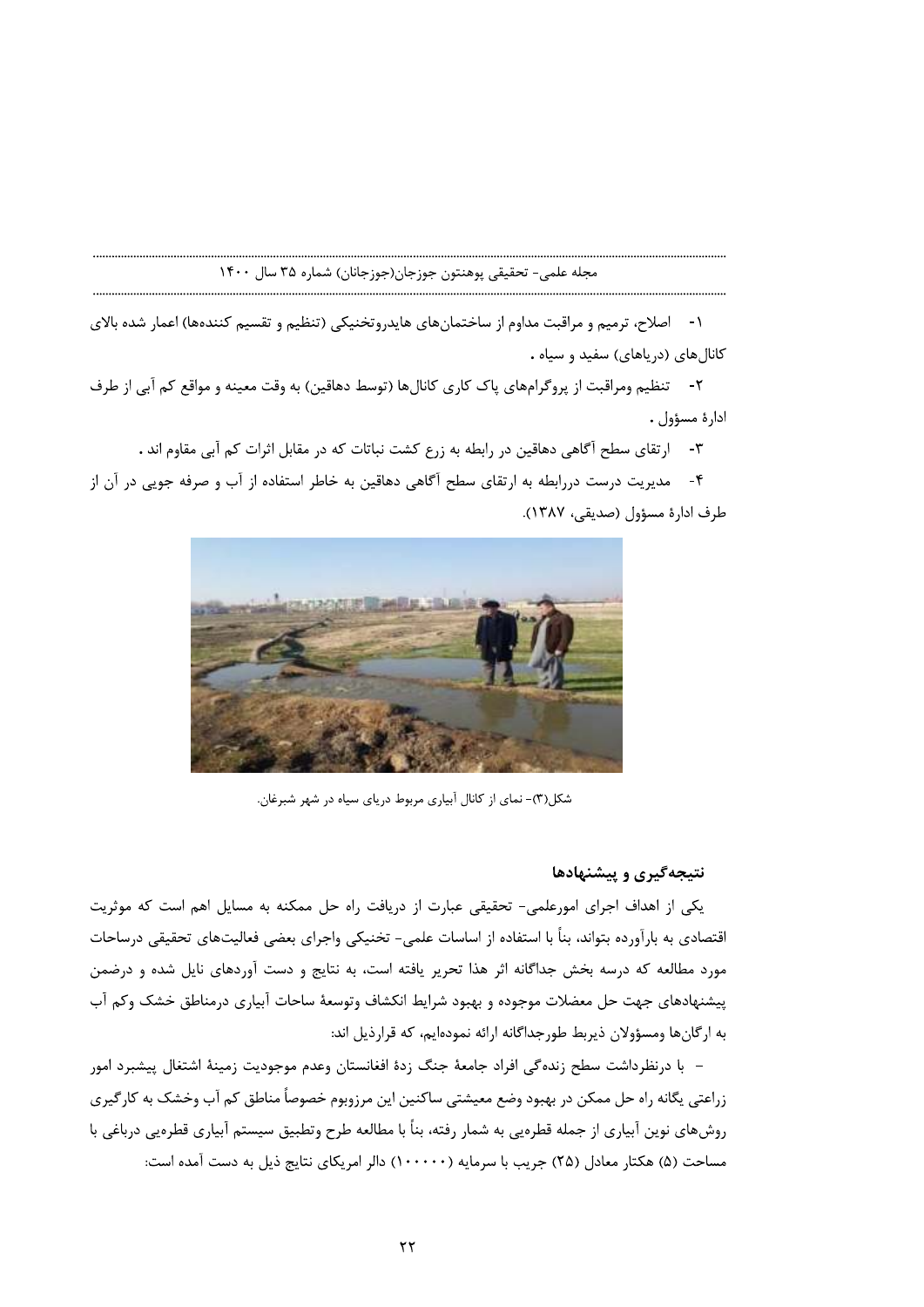۱- اصلاح، ترمیم و مراقبت مداوم از ساختمان‌های هایدروتخنیکی (تنظیم و تقسیم کننده‌ها) اعمار شده بالای کانال‌های (دریاهای) سفید و سیاه .

۲- تنظیم ومراقبت از پروگرام‌های پاک کاری کانال‌ها (توسط دهاقین) به وقت معینه و مواقع کم آبی از طرف ادارهٔ مسؤول .

۳- ارتقای سطح آگاهی دهاقین در رابطه به زرع کشت نباتات که در مقابل اثرات کم آبی مقاوم اند .

۴- مدیریت درست دررابطه به ارتقای سطح آگاهی دهاقین به خاطر استفاده از آب و صرفه جویی در آن از طرف ادارهٔ مسؤول (صدیقی، ۱۳۸۷).

شکل(۳)- نمای از کانال آبیاری مربوط دریای سیاه در شهر شبرغان.

## نتیجه‌گیری و پیشنهادها

یکی از اهداف اجرای امورعلمی- تحقیقی عبارت از دریافت راه حل ممکنه به مسایل اهم است که موثریت اقتصادی به بارآورده بتواند، بناً با استفاده از اساسات علمی- تخنیکی واجرای بعضی فعالیت‌های تحقیقی درساحات مورد مطالعه که درسه بخش جداگانه اثر هذا تحریر یافته است، به نتایج و دست آوردهای نایل شده و درضمن پیشنهادهای جهت حل معضلات موجوده و بهبود شرایط انکشاف وتوسعهٔ ساحات آبیاری درمناطق خشک وکم آب به ارگان‌ها ومسؤولان ذیربط طورجداگانه ارائه نموده‌ایم، که قرارذیل اند:

– با درنظرداشت سطح زنده‌گی افراد جامعهٔ جنگ زدهٔ افغانستان وعدم موجودیت زمینهٔ اشتغال پیشبرد امور زراعتی یگانه راه حل ممکن در بهبود وضع معیشتی ساکنین این مرزوبوم خصوصاً مناطق کم آب وخشک به کارگیری روش‌های نوین آبیاری از جمله قطره‌یی به شمار رفته، بناً با مطالعه طرح وتطبیق سیستم آبیاری قطره‌یی درباغی با مساحت (۵) هکتار معادل (۲۵) جریب با سرمایه (۱۰۰۰۰۰) دالر امریکای نتایج ذیل به دست آمده است: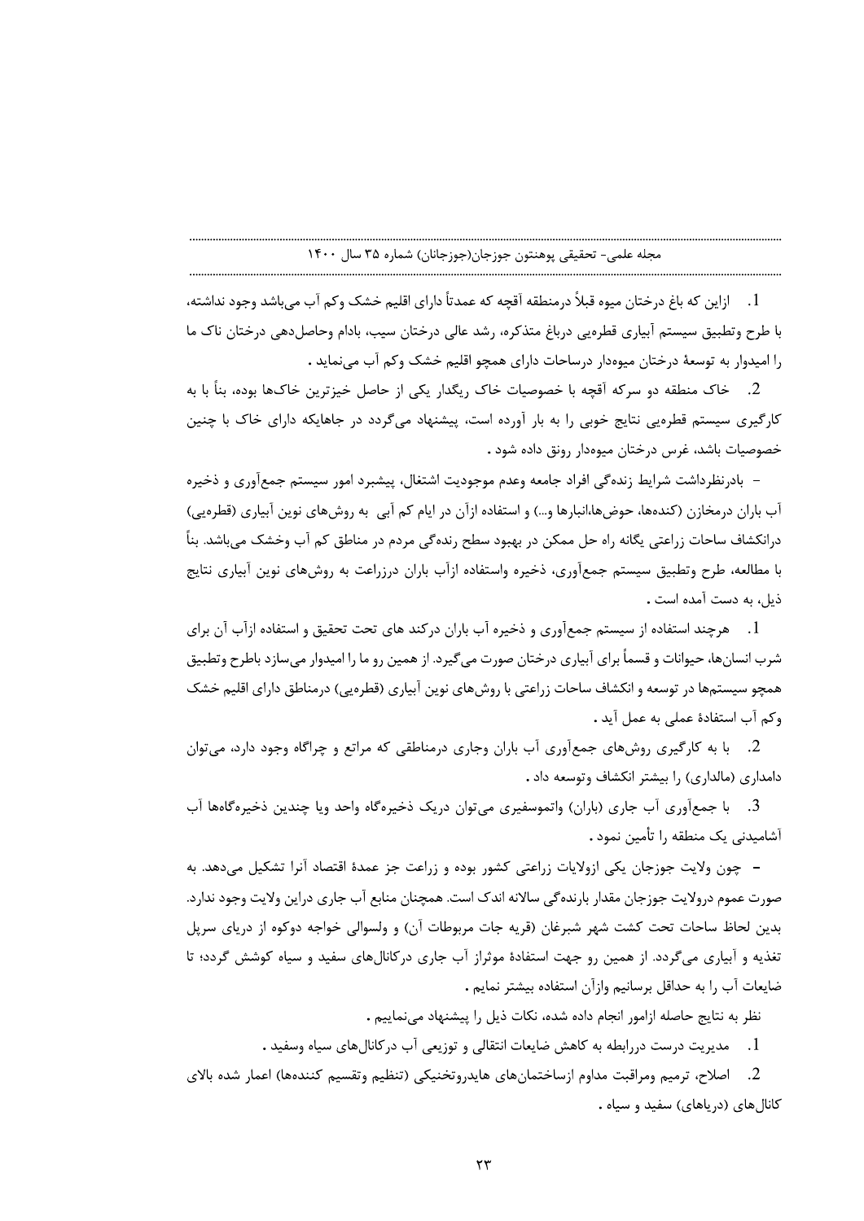1. ازاین که باغ درختان میوه قبلاً درمنطقه آقچه که عمدتاً دارای اقلیم خشک وکم آب می‌باشد وجود نداشته، با طرح وتطبیق سیستم آبیاری قطره‌یی درباغ متذکره، رشد عالی درختان سیب، بادام وحاصل‌دهی درختان ناک ما را امیدوار به توسعهٔ درختان میوه‌دار درساحات دارای همچو اقلیم خشک وکم آب می‌نماید .

2. خاک منطقه دو سرکه آقچه با خصوصیات خاک ریگدار یکی از حاصل خیزترین خاک‌ها بوده، بناً با به کارگیری سیستم قطره‌یی نتایج خوبی را به بار آورده است، پیشنهاد می‌گردد در جاهایکه دارای خاک با چنین خصوصیات باشد، غرس درختان میوه‌دار رونق داده شود .

- بادرنظرداشت شرایط زنده‌گی افراد جامعه وعدم موجودیت اشتغال، پیشبرد امور سیستم جمع‌آوری و ذخیره آب باران درمخازن (کنده‌ها، حوض‌ها،انبارها و...) و استفاده ازآن در ایام کم آبی به روش‌های نوین آبیاری (قطره‌یی) درانکشاف ساحات زراعتی یگانه راه حل ممکن در بهبود سطح زنده‌گی مردم در مناطق کم آب وخشک می‌باشد. بناً با مطالعه، طرح وتطبیق سیستم جمع‌آوری، ذخیره واستفاده ازآب باران درزراعت به روش‌های نوین آبیاری نتایج ذیل، به دست آمده است .

1. هرچند استفاده از سیستم جمع‌آوری و ذخیره آب باران درکند های تحت تحقیق و استفاده ازآب آن برای شرب انسان‌ها، حیوانات و قسماً برای آبیاری درختان صورت می‌گیرد. از همین رو ما را امیدوار می‌سازد باطرح وتطبیق همچو سیستم‌ها در توسعه و انکشاف ساحات زراعتی با روش‌های نوین آبیاری (قطره‌یی) درمناطق دارای اقلیم خشک وکم آب استفادهٔ عملی به عمل آید .

2. با به کارگیری روش‌های جمع‌آوری آب باران وجاری درمناطقی که مراتع و چراگاه وجود دارد، می‌توان دامداری (مالداری) را بیشتر انکشاف وتوسعه داد .

3. با جمع‌آوری آب جاری (باران) واتموسفیری می‌توان دریک ذخیره‌گاه واحد ویا چندین ذخیره‌گاه‌ها آب آشامیدنی یک منطقه را تأمین نمود .

– چون ولایت جوزجان یکی ازولایات زراعتی کشور بوده و زراعت جز عمدهٔ اقتصاد آنرا تشکیل می‌دهد. به صورت عموم درولایت جوزجان مقدار بارنده‌گی سالانه اندک است. همچنان منابع آب جاری دراین ولایت وجود ندارد. بدین لحاظ ساحات تحت کشت شهر شبرغان (قریه جات مربوطات آن) و ولسوالی خواجه دوکوه از دریای سرپل تغذیه و آبیاری می‌گردد. از همین رو جهت استفادهٔ موثراز آب جاری درکانال‌های سفید و سیاه کوشش گردد؛ تا ضایعات آب را به حداقل برسانیم وازآن استفاده بیشتر نمایم .

نظر به نتایج حاصله ازامور انجام داده شده، نکات ذیل را پیشنهاد می‌نماییم .

1. مدیریت درست دررابطه به کاهش ضایعات انتقالی و توزیعی آب درکانال‌های سیاه وسفید .

2. اصلاح، ترمیم ومراقبت مداوم ازساختمان‌های هایدروتخنیکی (تنظیم وتقسیم کننده‌ها) اعمار شده بالای کانال‌های (دریاهای) سفید و سیاه .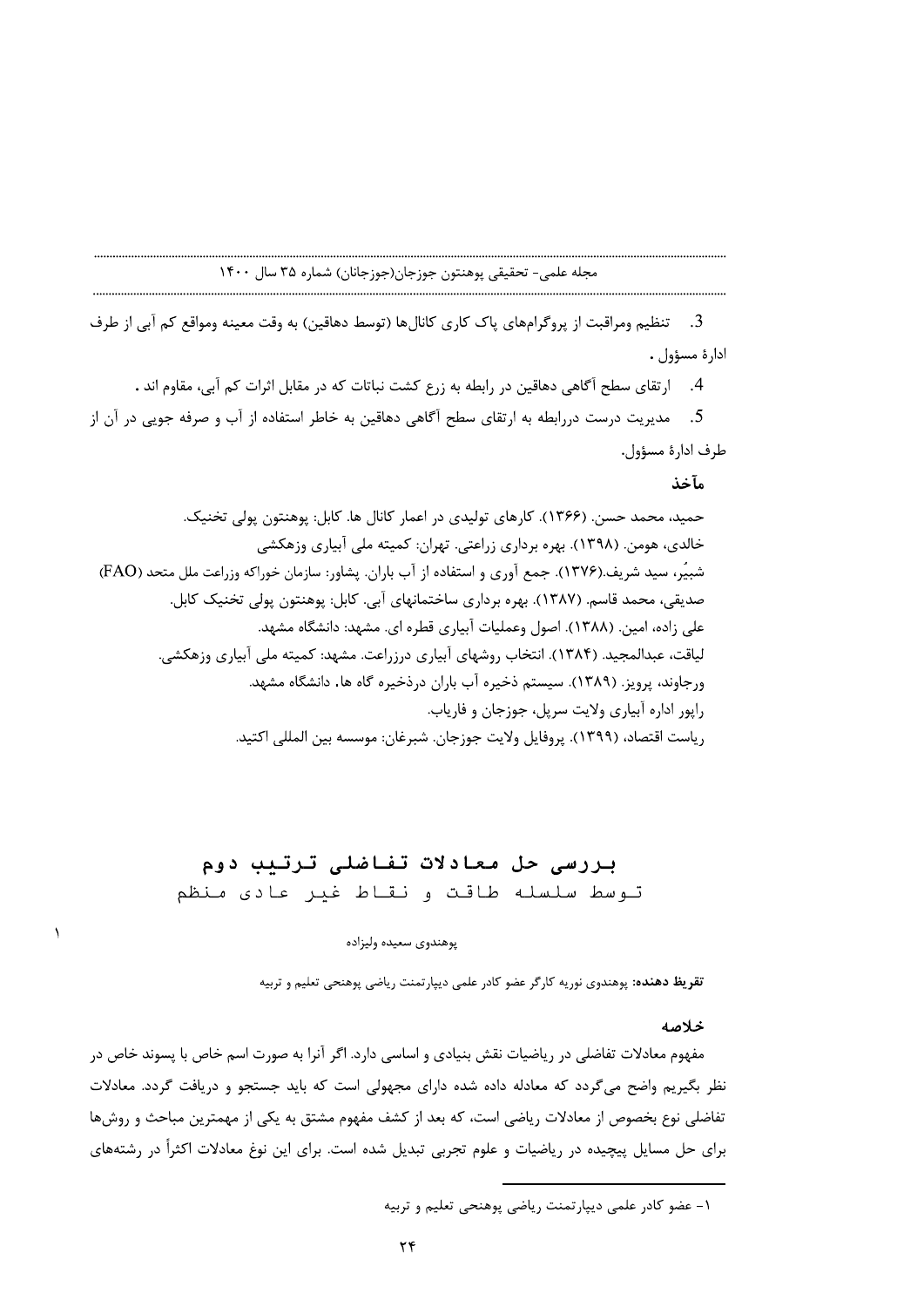3. تنظیم ومراقبت از پروگرامهای پاک کاری کانال‌ها (توسط دهاقین) به وقت معینه ومواقع کم آبی از طرف ادارۀ مسؤول .

4. ارتقای سطح آگاهی دهاقین در رابطه به زرع کشت نباتات که در مقابل اثرات کم آبی، مقاوم اند .

5. مدیریت درست دررابطه به ارتقای سطح آگاهی دهاقین به خاطر استفاده از آب و صرفه جویی در آن از طرف ادارۀ مسؤول.

### مآخذ

حمید، محمد حسن. (۱۳۶۶). کارهای تولیدی در اعمار کانال ها. کابل: پوهنتون پولی تخنیک.

خالدی، هومن. (۱۳۹۸). بهره برداری زراعتی. تهران: کمیته ملی آبیاری وزهکشی

شبیِّر، سید شریف.(۱۳۷۶). جمع آوری و استفاده از آب باران. پشاور: سازمان خوراکه وزراعت ملل متحد (FAO)

صدیقی، محمد قاسم. (۱۳۸۷). بهره برداری ساختمانهای آبی. کابل: پوهنتون پولی تخنیک کابل.

علی زاده، امین. (۱۳۸۸). اصول وعملیات آبیاری قطره ای. مشهد: دانشگاه مشهد.

لیاقت، عبدالمجید. (۱۳۸۴). انتخاب روشهای آبیاری درزراعت. مشهد: کمیته ملی آبیاری وزهکشی.

ورجاوند، پرویز. (۱۳۸۹). سیستم ذخیره آب باران درذخیره گاه ها. دانشگاه مشهد.

راپور اداره آبیاری ولایت سرپل، جوزجان و فاریاب.

ریاست اقتصاد، (۱۳۹۹). پروفایل ولایت جوزجان. شبرغان: موسسه بین المللی اکتید.

# بررسی حل معادلات تفاضلی ترتیب دوم
## توسط سلسله طاقت و نقاط غیر عادی منظم

پوهندوی سعیده ولیزاده [۱]

**تقریظ دهنده:** پوهندوی نوریه کارگر عضو کادر علمی دیپارتمنت ریاضی پوهنحی تعلیم و تربیه

### خلاصه

مفهوم معادلات تفاضلی در ریاضیات نقش بنیادی و اساسی دارد. اگر آنرا به صورت اسم خاص با پسوند خاص در نظر بگیریم واضح می‌گردد که معادله داده شده دارای مجهولی است که باید جستجو و دریافت گردد. معادلات تفاضلی نوع بخصوص از معادلات ریاضی است، که بعد از کشف مفهوم مشتق به یکی از مهمترین مباحث و روش‌ها برای حل مسایل پیچیده در ریاضیات و علوم تجربی تبدیل شده است. برای این نوغ معادلات اکثراً در رشته‌های

---

۱- عضو کادر علمی دیپارتمنت ریاضی پوهنحی تعلیم و تربیه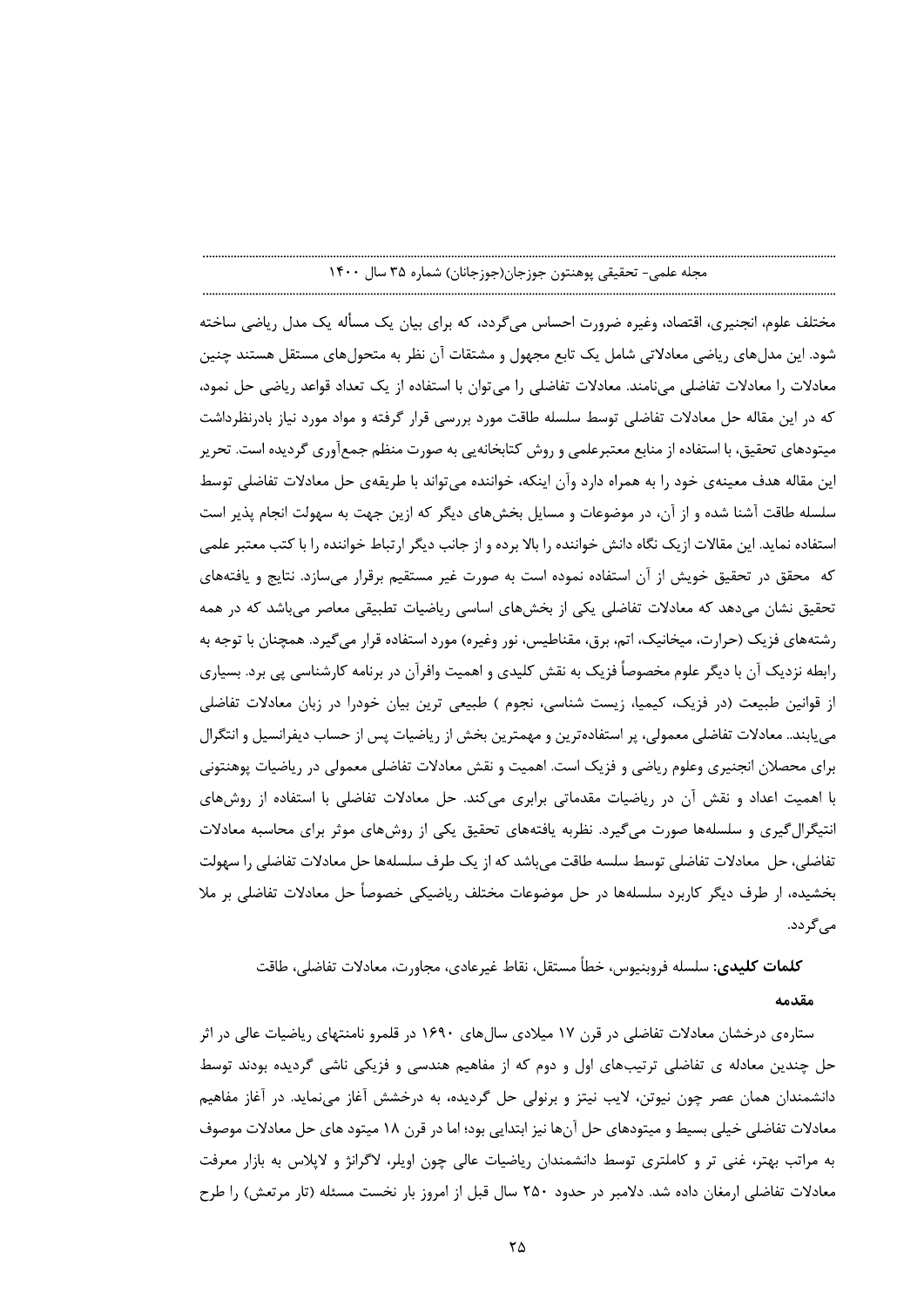مختلف علوم، انجنیری، اقتصاد، وغیره ضرورت احساس می‌گردد، که برای بیان یک مسأله یک مدل ریاضی ساخته شود. این مدل‌های ریاضی معادلاتی شامل یک تابع مجهول و مشتقات آن نظر به متحول‌های مستقل هستند چنین معادلات را معادلات تفاضلی می‌نامند. معادلات تفاضلی را می‌توان با استفاده از یک تعداد قواعد ریاضی حل نمود، که در این مقاله حل معادلات تفاضلی توسط سلسله طاقت مورد بررسی قرار گرفته و مواد مورد نیاز بادرنظرداشت میتودهای تحقیق، با استفاده از منابع معتبرعلمی و روش کتابخانه‌یی به صورت منظم جمع‌آوری گردیده است. تحریر این مقاله هدف معینه‌ی خود را به همراه دارد وآن اینکه، خواننده می‌تواند با طریقه‌ی حل معادلات تفاضلی توسط سلسله طاقت آشنا شده و از آن، در موضوعات و مسایل بخش‌های دیگر که ازین جهت به سهولت انجام پذیر است استفاده نماید. این مقالات ازیک نگاه دانش خواننده را بالا برده و از جانب دیگر ارتباط خواننده را با کتب معتبر علمی که محقق در تحقیق خویش از آن استفاده نموده است به صورت غیر مستقیم برقرار می‌سازد. نتایج و یافته‌های تحقیق نشان می‌دهد که معادلات تفاضلی یکی از بخش‌های اساسی ریاضیات تطبیقی معاصر می‌باشد که در همه رشته‌های فزیک (حرارت، میخانیک، اتم، برق، مقناطیس، نور وغیره) مورد استفاده قرار می‌گیرد. همچنان با توجه به رابطه نزدیک آن با دیگر علوم مخصوصاً فزیک به نقش کلیدی و اهمیت وافرآن در برنامه کارشناسی پی برد. بسیاری از قوانین طبیعت (در فزیک، کیمیا، زیست شناسی، نجوم ) طبیعی ترین بیان خودرا در زبان معادلات تفاضلی می‌یابند.. معادلات تفاضلی معمولی، پر استفاده‌ترین و مهمترین بخش از ریاضیات پس از حساب دیفرانسیل و انتگرال برای محصلان انجنیری وعلوم ریاضی و فزیک است. اهمیت و نقش معادلات تفاضلی معمولی در ریاضیات پوهنتونی با اهمیت اعداد و نقش آن در ریاضیات مقدماتی برابری می‌کند. حل معادلات تفاضلی با استفاده از روش‌های انتیگرال‌گیری و سلسله‌ها صورت می‌گیرد. نظربه یافته‌های تحقیق یکی از روش‌های موثر برای محاسبه معادلات تفاضلی، حل معادلات تفاضلی توسط سلسه طاقت می‌باشد که از یک طرف سلسله‌ها حل معادلات تفاضلی را سهولت بخشیده، ار طرف دیگر کاربرد سلسله‌ها در حل موضوعات مختلف ریاضیکی خصوصاً حل معادلات تفاضلی بر ملا می‌گردد.

**کلمات کلیدی:** سلسله فروبنیوس، خطاً مستقل، نقاط غیرعادی، مجاورت، معادلات تفاضلی، طاقت

**مقدمه**

ستاره‌ی درخشان معادلات تفاضلی در قرن ۱۷ میلادی سال‌های ۱۶۹۰ در قلمرو نامنتهای ریاضیات عالی در اثر حل چندین معادله ی تفاضلی ترتیب‌های اول و دوم که از مفاهیم هندسی و فزیکی ناشی گردیده بودند توسط دانشمندان همان عصر چون نیوتن، لایب نیتز و برنولی حل گردیده، به درخشش آغاز می‌نماید. در آغاز مفاهیم معادلات تفاضلی خیلی بسیط و میتودهای حل آن‌ها نیز ابتدایی بود؛ اما در قرن ۱۸ میتود های حل معادلات موصوف به مراتب بهتر، غنی تر و کاملتری توسط دانشمندان ریاضیات عالی چون اویلر، لاگرانژ و لاپلاس به بازار معرفت معادلات تفاضلی ارمغان داده شد. دلامبر در حدود ۲۵۰ سال قبل از امروز بار نخست مسئله (تار مرتعش) را طرح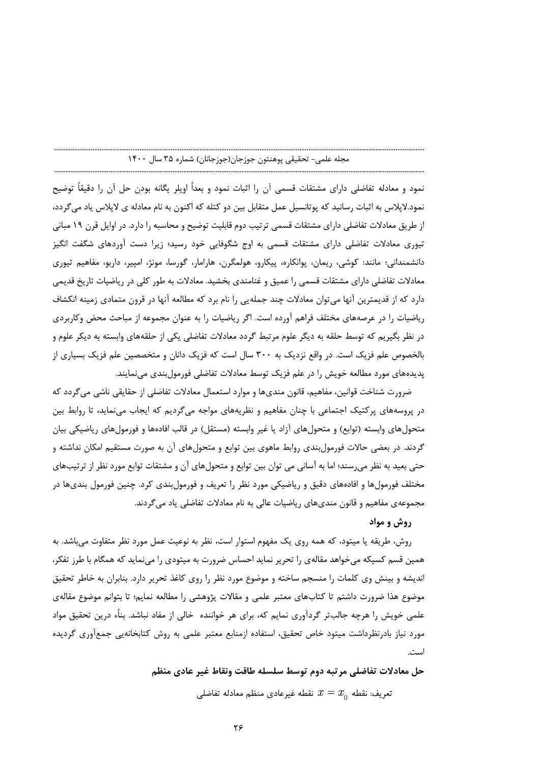نمود و معادله تفاضلی دارای مشتقات قسمی آن را اثبات نمود و بعداً اویلر یگانه بودن حل آن را دقیقاً توضیح نمود.لاپلاس به اثبات رسانید که پوتانسیل عمل متقابل بین دو کتله که اکنون به نام معادله ی لاپلاس یاد میگردد، از طریق معادلات تفاضلی دارای مشتقات قسمی ترتیب دوم قابلیت توضیح و محاسبه را دارد. در اوایل قرن ۱۹ مبانی تیوری معادلات تفاضلی دارای مشتقات قسمی به اوج شگوفایی خود رسید؛ زیرا دست آوردهای شگفت انگیز دانشمندانی؛ مانند: کوشی، ریمان، پوانکاره، پیکارو، هولمگرن، هارامار، گورسا، مونژ، امپیر، داربو، مفاهیم تیوری معادلات تفاضلی دارای مشتقات قسمی را عمیق و غنامندی بخشید. معادلات به طور کلی در ریاضیات تاریخ قدیمی دارد که از قدیمترین آنها می‌توان معادلات چند جمله‌یی را نام برد که مطالعه آنها در قرون متمادی زمینه انکشاف ریاضیات را در عرصه‌های مختلف فراهم آورده است. اگر ریاضیات را به عنوان مجموعه از مباحث محض وکاربردی در نظر بگیریم که توسط حلقه به دیگر علوم مرتبط گردد معادلات تفاضلی یکی از حلقه‌های وابسته به دیگر علوم و بالخصوص علم فزیک است. در واقع نزدیک به ۳۰۰ سال است که فزیک دانان و متخصصین علم فزیک بسیاری از پدیده‌های مورد مطالعه خویش را در علم فزیک توسط معادلات تفاضلی فورمول‌بندی می‌نمایند.

ضرورت شناخت قوانین، مفاهیم، قانون مندی‌ها و موارد استعمال معادلات تفاضلی ناشی از حقایقی ناشی می‌گردد که در پروسه‌های پرکتیک اجتماعی با چنان مفاهیم و نظریه‌های مواجه می‌گردیم که ایجاب می‌نماید، تا روابط بین متحول‌های وابسته (توابع) و متحول‌های آزاد یا غیر وابسته (مستقل) در قالب افاده‌ها و فورمول‌های ریاضیکی بیان گردند. در بعضی حالات فورمول‌بندی روابط ماهوی بین توابع و متحول‌های آن به صورت مستقیم امکان نداشته و حتی بعید به نظر می‌رسند؛ اما به آسانی می توان بین توابع و متحول‌های آن و مشتقات توابع مورد نظر از ترتیب‌های مختلف فورمول‌ها و افاده‌های دقیق و ریاضیکی مورد نظر را تعریف و فورمول‌بندی کرد. چنین فورمول بندی‌ها در مجموعه‌ی مفاهیم و قانون مندی‌های ریاضیات عالی به نام معادلات تفاضلی یاد می‌گردند.

### روش و مواد

روش، طریقه یا میتود، که همه روی یک مفهوم استوار است، نظر به نوعیت عمل مورد نظر متفاوت می‌باشد. به همین قسم کسیکه می‌خواهد مقاله‌ی را تحریر نماید احساس ضرورت به میتودی را می‌نماید که همگام با طرز تفکر، اندیشه و بینش وی کلمات را منسجم ساخته و موضوع مورد نظر را روی کاغذ تحریر دارد. بنابران به خاطر تحقیق موضوع هذا ضرورت داشتم تا کتاب‌های معتبر علمی و مقالات پژوهشی را مطالعه نمایم؛ تا بتوانم موضوع مقاله‌ی علمی خویش را هرچه جالب‌تر گردآوری نمایم که، برای هر خواننده خالی از مفاد نباشد. بنأء درین تحقیق مواد مورد نیاز بادرنظرداشت میتود خاص تحقیق، استفاده ازمنابع معتبر علمی به روش کتابخانه‌یی جمع‌آوری گردیده است.

### حل معادلات تفاضلی مرتبه دوم توسط سلسله طاقت ونقاط غیر عادی منظم

تعریف: نقطه $x = x_0$ نقطه غیرعادی منظم معادله تفاضلی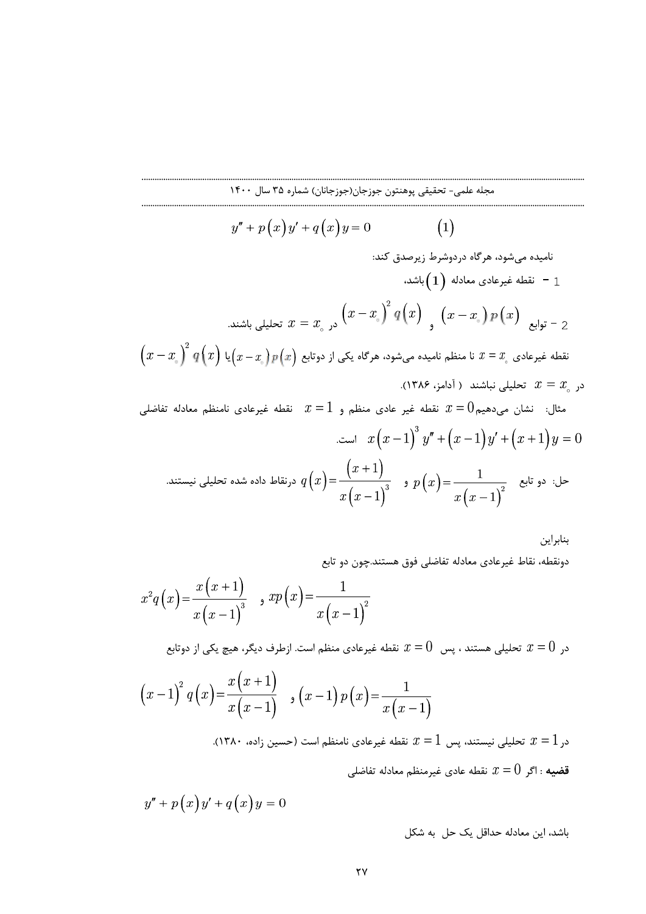$$y'' + p(x)y' + q(x)y = 0 \qquad (1)$$

نامیده می‌شود، هرگاه دردوشرط زیرصدق کند:

1 – نقطه غیرعادی معادله $(1)$ باشد،

2 – توابع $(x-x_\circ)p(x)$ و $(x-x_\circ)^2 q(x)$ در $x = x_\circ$ تحلیلی باشند.

نقطه غیرعادی $x = x_\circ$ نا منظم نامیده می‌شود، هرگاه یکی از دوتابع $(x-x_\circ)p(x)$ یا $(x-x_\circ)^2 q(x)$ در $x = x_\circ$ تحلیلی نباشند ( آدامز، ۱۳۸۶).

مثال: نشان می‌دهیم $x = 0$ نقطه غیر عادی منظم و $x = 1$ نقطه غیرعادی نامنظم معادله تفاضلی $x(x-1)^3 y'' + (x-1)y' + (x+1)y = 0$ است.

حل: دو تابع $p(x) = \dfrac{1}{x(x-1)^2}$ و $q(x) = \dfrac{(x+1)}{x(x-1)^3}$ درنقاط داده شده تحلیلی نیستند.

بنابراین

دونقطه، نقاط غیرعادی معادله تفاضلی فوق هستند.چون دو تابع

$$xp(x) = \frac{1}{x(x-1)^2} \quad \text{و} \quad x^2 q(x) = \frac{x(x+1)}{x(x-1)^3}$$

در $x = 0$ تحلیلی هستند ، پس $x = 0$ نقطه غیرعادی منظم است. ازطرف دیگر، هیچ یکی از دوتابع

$$(x-1)p(x) = \frac{1}{x(x-1)} \quad \text{و} \quad (x-1)^2 q(x) = \frac{x(x+1)}{x(x-1)}$$

در $x = 1$ تحلیلی نیستند، پس $x = 1$ نقطه غیرعادی نامنظم است (حسین زاده، ۱۳۸۰).

**قضیه** : اگر $x = 0$ نقطه عادی غیرمنظم معادله تفاضلی

$$y'' + p(x)y' + q(x)y = 0$$

باشد، این معادله حداقل یک حل به شکل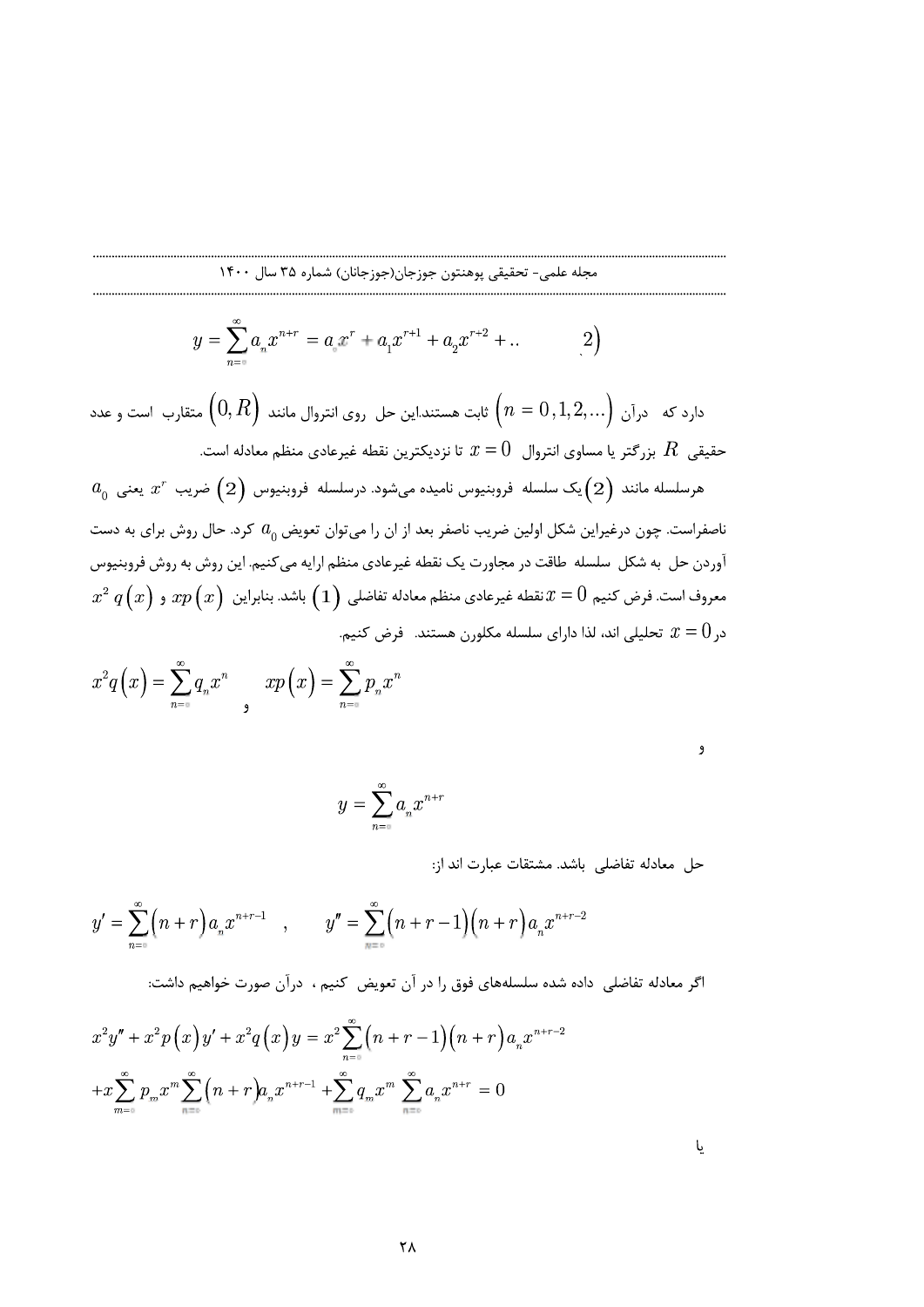$$y = \sum_{n=0}^{\infty} a_n x^{n+r} = a_0 x^r + a_1 x^{r+1} + a_2 x^{r+2} + .. \qquad (2)$$

دارد که درآن $(n = 0,1,2,...)$ ثابت هستند.این حل روی انتروال مانند $(0, R)$ متقارب است و عدد حقیقی $R$ بزرگتر یا مساوی انتروال $x = 0$ تا نزدیکترین نقطه غیرعادی منظم معادله است.

هرسلسله مانند $(2)$ یک سلسله فروبنیوس نامیده می‌شود. درسلسله فروبنیوس $(2)$ ضریب $x^r$ یعنی $a_0$ ناصفراست. چون درغیراین شکل اولین ضریب ناصفر بعد از ان را می‌توان تعویض $a_0$ کرد. حال روش برای به دست آوردن حل به شکل سلسله طاقت در مجاورت یک نقطه غیرعادی منظم ارایه می‌کنیم. این روش به روش فروبنیوس معروف است. فرض کنیم $x = 0$ نقطه غیرعادی منظم معادله تفاضلی $(1)$ باشد. بنابراین $xp(x)$ و $x^2 q(x)$ در $x = 0$ تحلیلی اند، لذا دارای سلسله مکلورن هستند. فرض کنیم.

$$x^2 q(x) = \sum_{n=0}^{\infty} q_n x^n \quad \text{و} \quad xp(x) = \sum_{n=0}^{\infty} p_n x^n$$

و

$$y = \sum_{n=0}^{\infty} a_n x^{n+r}$$

حل معادله تفاضلی باشد. مشتقات عبارت اند از:

$$y' = \sum_{n=0}^{\infty} (n+r) a_n x^{n+r-1} \quad , \qquad y'' = \sum_{n=0}^{\infty} (n+r-1)(n+r) a_n x^{n+r-2}$$

اگر معادله تفاضلی داده شده سلسله‌های فوق را در آن تعویض کنیم ، درآن صورت خواهیم داشت:

$$x^2 y'' + x^2 p(x) y' + x^2 q(x) y = x^2 \sum_{n=0}^{\infty} (n+r-1)(n+r) a_n x^{n+r-2}$$
$$+ x \sum_{m=0}^{\infty} p_m x^m \sum_{n=0}^{\infty} (n+r) a_n x^{n+r-1} + \sum_{m=0}^{\infty} q_m x^m \sum_{n=0}^{\infty} a_n x^{n+r} = 0$$

یا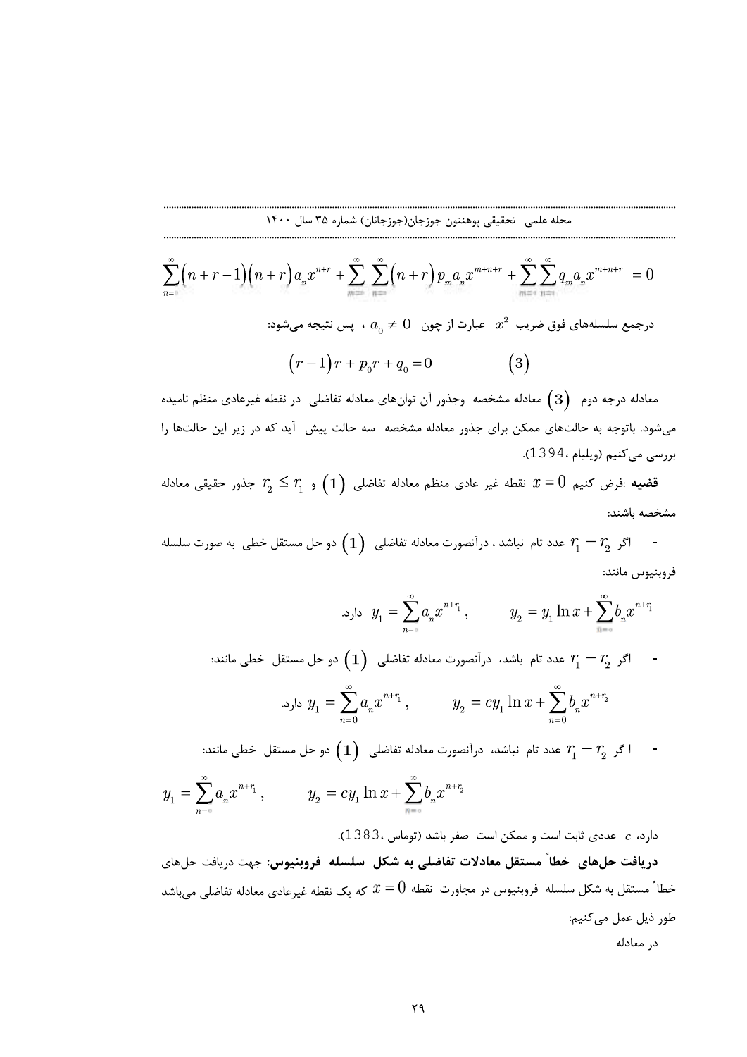$$\sum_{n=0}^{\infty}(n+r-1)(n+r)a_n x^{n+r}+\sum_{m=0}^{\infty}\sum_{n=0}^{\infty}(n+r)p_m a_n x^{m+n+r}+\sum_{m=0}^{\infty}\sum_{n=0}^{\infty}q_m a_n x^{m+n+r}=0$$

درجمع سلسله‌های فوق ضریب $x^2$ عبارت از چون $a_0 \neq 0$ ، پس نتیجه می‌شود:

$$(r-1)r+p_0 r+q_0=0 \qquad (3)$$

معادله درجه دوم $(3)$ معادله مشخصه وجذور آن توان‌های معادله تفاضلی در نقطه غیرعادی منظم نامیده می‌شود. باتوجه به حالت‌های ممکن برای جذور معادله مشخصه سه حالت پیش آید که در زیر این حالت‌ها را بررسی می‌کنیم (ویلیام ،1394).

**قضیه** :فرض کنیم $x=0$ نقطه غیر عادی منظم معادله تفاضلی $(1)$ و $r_2 \leq r_1$ جذور حقیقی معادله مشخصه باشند:

- اگر $r_1 - r_2$ عدد تام نباشد ، درآنصورت معادله تفاضلی $(1)$ دو حل مستقل خطی به صورت سلسله فروبنیوس مانند:

$$y_1=\sum_{n=0}^{\infty}a_n x^{n+r_1}, \qquad y_2=y_1\ln x+\sum_{n=0}^{\infty}b_n x^{n+r_1}$$ دارد.

- اگر $r_1 - r_2$ عدد تام باشد، درآنصورت معادله تفاضلی $(1)$ دو حل مستقل خطی مانند:

$$y_1=\sum_{n=0}^{\infty}a_n x^{n+r_1}, \qquad y_2=cy_1\ln x+\sum_{n=0}^{\infty}b_n x^{n+r_2}$$ دارد.

- ا گر $r_1 - r_2$ عدد تام نباشد، درآنصورت معادله تفاضلی $(1)$ دو حل مستقل خطی مانند:

$$y_1=\sum_{n=0}^{\infty}a_n x^{n+r_1}, \qquad y_2=cy_1\ln x+\sum_{n=0}^{\infty}b_n x^{n+r_2}$$

دارد، $c$ عددی ثابت است و ممکن است صفر باشد (توماس ،1383).

**دریافت حل‌های خطاً مستقل معادلات تفاضلی به شکل سلسله فروبنیوس:** جهت دریافت حل‌های خطاً مستقل به شکل سلسله فروبنیوس در مجاورت نقطه $x=0$ که یک نقطه غیرعادی معادله تفاضلی می‌باشد طور ذیل عمل می‌کنیم:

در معادله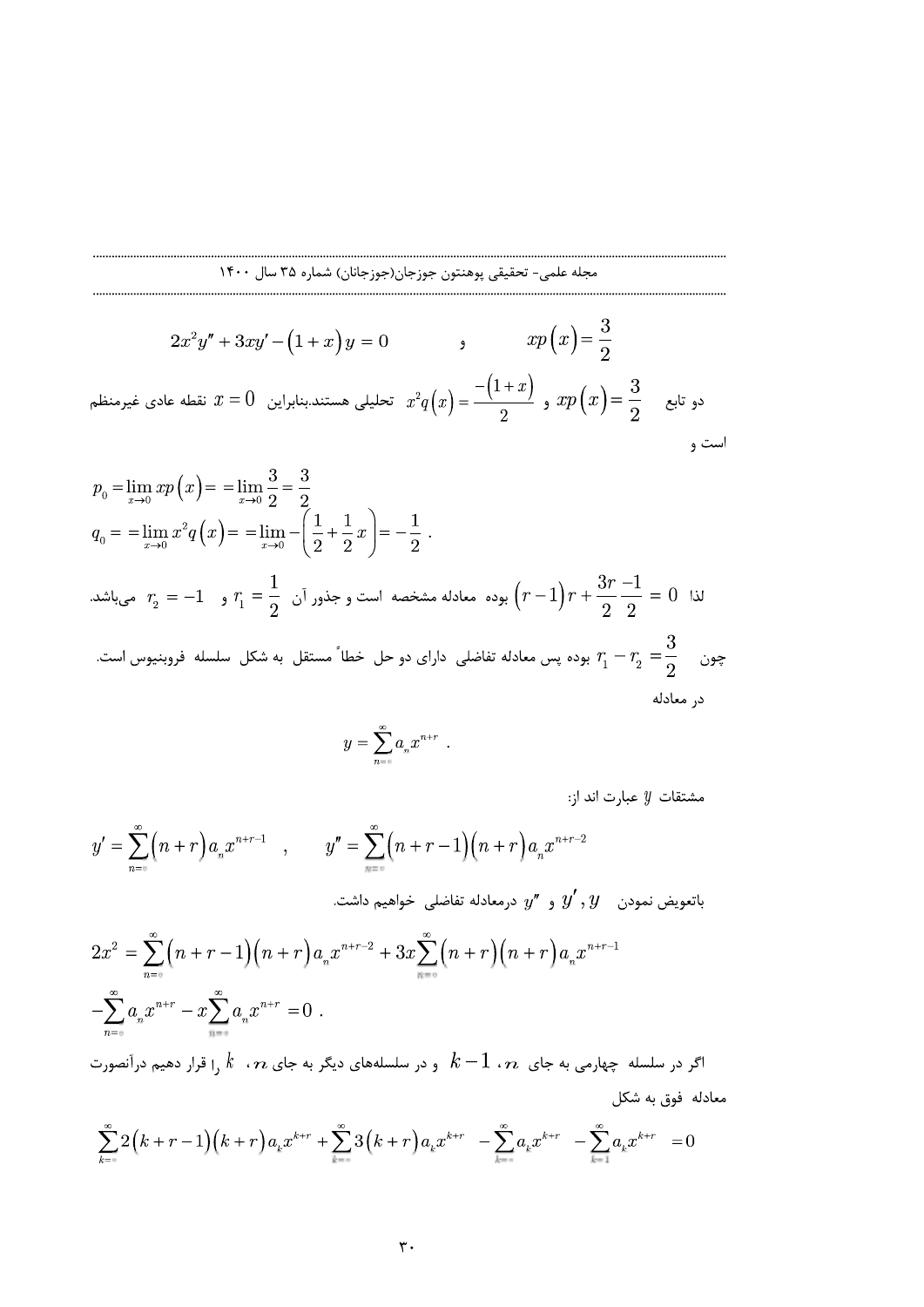$$2x^2y'' + 3xy' - (1+x)y = 0 \qquad \text{و} \qquad xp(x) = \frac{3}{2}$$

دو تابع $xp(x) = \frac{3}{2}$ و $x^2q(x) = \frac{-(1+x)}{2}$ تحلیلی هستند.بنابراین $x = 0$ نقطه عادی غیرمنظم است و

$$p_0 = \lim_{x\to 0} xp(x) = = \lim_{x\to 0} \frac{3}{2} = \frac{3}{2}$$
$$q_0 = = \lim_{x\to 0} x^2 q(x) = = \lim_{x\to 0} -\left(\frac{1}{2} + \frac{1}{2}x\right) = -\frac{1}{2}\ .$$

لذا $0 = \frac{3r}{2}\frac{-1}{2} + (r-1)r$ بوده معادله مشخصه است و جذور آن $r_1 = \frac{1}{2}$ و $r_2 = -1$ می‌باشد.

چون $r_1 - r_2 = \frac{3}{2}$ بوده پس معادله تفاضلی دارای دو حل خطاً مستقل به شکل سلسله فروبنیوس است.

در معادله

$$y = \sum_{n=0}^{\infty} a_n x^{n+r}\ .$$

مشتقات $y$ عبارت اند از:

$$y' = \sum_{n=0}^{\infty}(n+r)a_n x^{n+r-1} \quad , \qquad y'' = \sum_{n=0}^{\infty}(n+r-1)(n+r)a_n x^{n+r-2}$$

باتعویض نمودن $y', y$ و $y''$ درمعادله تفاضلی خواهیم داشت.

$$2x^2 = \sum_{n=0}^{\infty}(n+r-1)(n+r)a_n x^{n+r-2} + 3x\sum_{n=0}^{\infty}(n+r)(n+r)a_n x^{n+r-1}$$
$$-\sum_{n=0}^{\infty} a_n x^{n+r} - x\sum_{n=0}^{\infty} a_n x^{n+r} = 0\ .$$

اگر در سلسله چهارمی به جای $n$، $k-1$ و در سلسله‌های دیگر به جای $n$، $k$ را قرار دهیم درآنصورت معادله فوق به شکل

$$\sum_{k=0}^{\infty} 2(k+r-1)(k+r)a_k x^{k+r} + \sum_{k=0}^{\infty} 3(k+r)a_k x^{k+r} - \sum_{k=0}^{\infty} a_k x^{k+r} - \sum_{k=1}^{\infty} a_k x^{k+r} = 0$$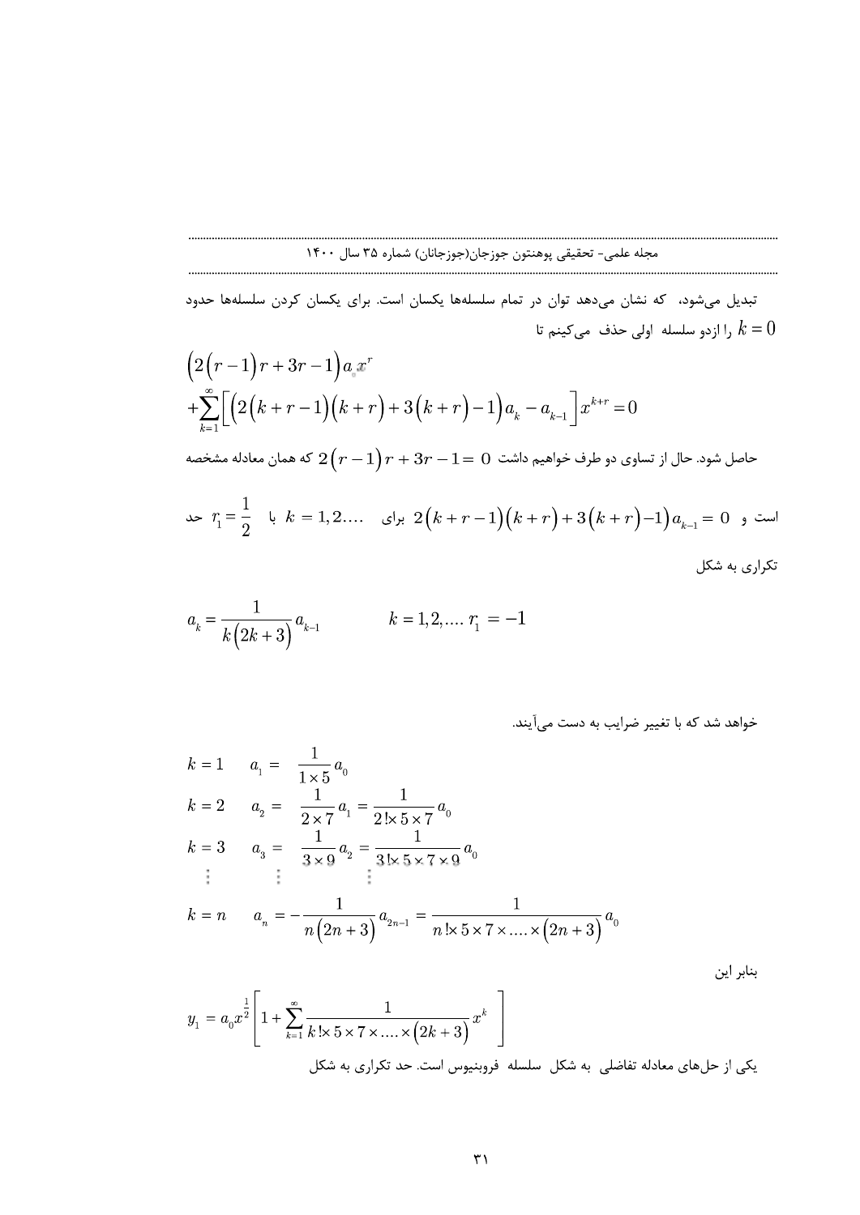تبدیل می‌شود، که نشان می‌دهد توان در تمام سلسله‌ها یکسان است. برای یکسان کردن سلسله‌ها حدود $k=0$ را ازدو سلسله اولی حذف می‌کنیم تا

$$\left(2\left(r-1\right)r+3r-1\right)a_0x^r$$
$$+\sum_{k=1}^{\infty}\left[\left(2\left(k+r-1\right)\left(k+r\right)+3\left(k+r\right)-1\right)a_k-a_{k-1}\right]x^{k+r}=0$$

حاصل شود. حال از تساوی دو طرف خواهیم داشت $2\left(r-1\right)r+3r-1=0$ که همان معادله مشخصه

است و $2\left(k+r-1\right)\left(k+r\right)+3\left(k+r\right)-1\right)a_{k-1}=0$ برای $k=1,2....$ با $r_1=\dfrac{1}{2}$ حد تکراری به شکل

$$a_k=\frac{1}{k\left(2k+3\right)}a_{k-1} \qquad k=1,2,....\ r_1=-1$$

خواهد شد که با تغییر ضرایب به دست می‌آیند.

$$k=1 \qquad a_1=\ \frac{1}{1\times 5}a_0$$
$$k=2 \qquad a_2=\ \frac{1}{2\times 7}a_1=\frac{1}{2!\times 5\times 7}a_0$$
$$k=3 \qquad a_3=\ \frac{1}{3\times 9}a_2=\frac{1}{3!\times 5\times 7\times 9}a_0$$
$$\vdots \qquad \vdots \qquad \vdots$$
$$k=n \qquad a_n=-\frac{1}{n\left(2n+3\right)}a_{2n-1}=\frac{1}{n!\times 5\times 7\times....\times\left(2n+3\right)}a_0$$

بنابر این

$$y_1=a_0x^{\frac{1}{2}}\left[1+\sum_{k=1}^{\infty}\frac{1}{k!\times 5\times 7\times....\times\left(2k+3\right)}x^k\right]$$

یکی از حل‌های معادله تفاضلی به شکل سلسله فروبنیوس است. حد تکراری به شکل